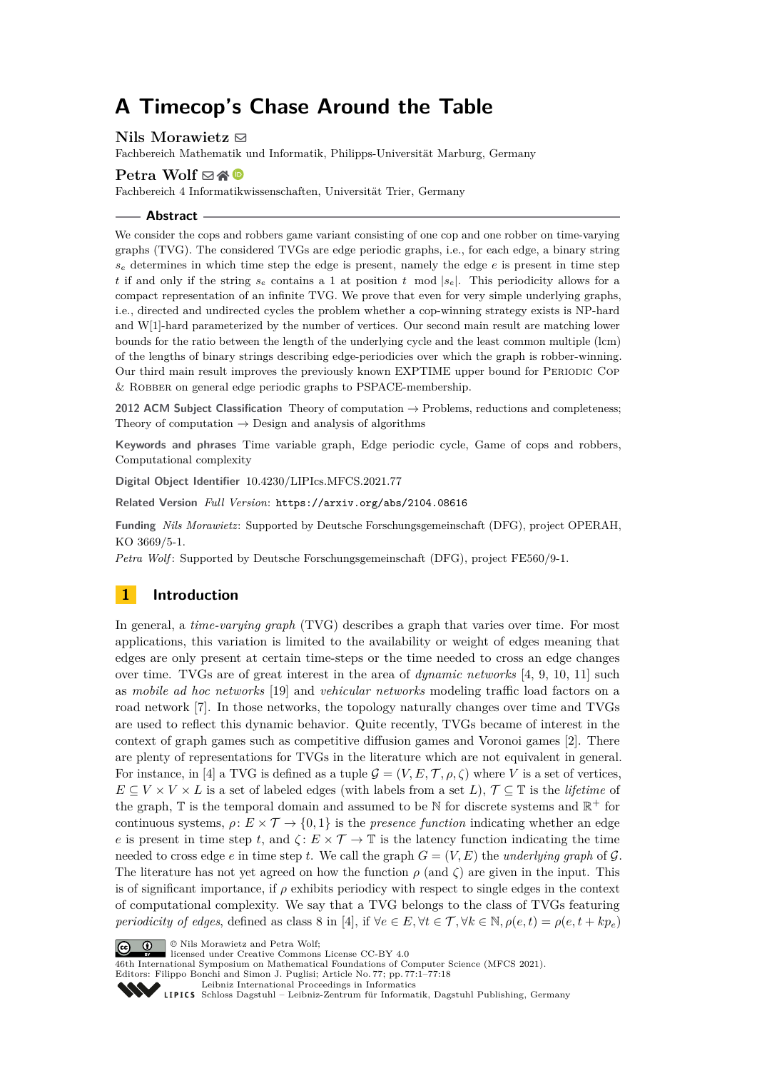# A Timecop's Chase Around the Table

**Nils Morawietz**
Fachbereich Mathematik und Informatik, Philipps-Universität Marburg, Germany

**Petra Wolf**
Fachbereich 4 Informatikwissenschaften, Universität Trier, Germany

## Abstract

We consider the cops and robbers game variant consisting of one cop and one robber on time-varying graphs (TVG). The considered TVGs are edge periodic graphs, i.e., for each edge, a binary string $s_e$ determines in which time step the edge is present, namely the edge $e$ is present in time step $t$ if and only if the string $s_e$ contains a 1 at position $t \mod |s_e|$. This periodicity allows for a compact representation of an infinite TVG. We prove that even for very simple underlying graphs, i.e., directed and undirected cycles the problem whether a cop-winning strategy exists is NP-hard and W[1]-hard parameterized by the number of vertices. Our second main result are matching lower bounds for the ratio between the length of the underlying cycle and the least common multiple (lcm) of the lengths of binary strings describing edge-periodicies over which the graph is robber-winning. Our third main result improves the previously known EXPTIME upper bound for Periodic Cop & Robber on general edge periodic graphs to PSPACE-membership.

**2012 ACM Subject Classification** Theory of computation → Problems, reductions and completeness; Theory of computation → Design and analysis of algorithms

**Keywords and phrases** Time variable graph, Edge periodic cycle, Game of cops and robbers, Computational complexity

**Digital Object Identifier** 10.4230/LIPIcs.MFCS.2021.77

**Related Version** *Full Version*: https://arxiv.org/abs/2104.08616

**Funding** *Nils Morawietz*: Supported by Deutsche Forschungsgemeinschaft (DFG), project OPERAH, KO 3669/5-1.
*Petra Wolf*: Supported by Deutsche Forschungsgemeinschaft (DFG), project FE560/9-1.

## 1 Introduction

In general, a *time-varying graph* (TVG) describes a graph that varies over time. For most applications, this variation is limited to the availability or weight of edges meaning that edges are only present at certain time-steps or the time needed to cross an edge changes over time. TVGs are of great interest in the area of *dynamic networks* [4, 9, 10, 11] such as *mobile ad hoc networks* [19] and *vehicular networks* modeling traffic load factors on a road network [7]. In those networks, the topology naturally changes over time and TVGs are used to reflect this dynamic behavior. Quite recently, TVGs became of interest in the context of graph games such as competitive diffusion games and Voronoi games [2]. There are plenty of representations for TVGs in the literature which are not equivalent in general. For instance, in [4] a TVG is defined as a tuple $\mathcal{G} = (V, E, \mathcal{T}, \rho, \zeta)$ where $V$ is a set of vertices, $E \subseteq V \times V \times L$ is a set of labeled edges (with labels from a set $L$), $\mathcal{T} \subseteq \mathbb{T}$ is the *lifetime* of the graph, $\mathbb{T}$ is the temporal domain and assumed to be $\mathbb{N}$ for discrete systems and $\mathbb{R}^+$ for continuous systems, $\rho\colon E \times \mathcal{T} \to \{0, 1\}$ is the *presence function* indicating whether an edge $e$ is present in time step $t$, and $\zeta\colon E \times \mathcal{T} \to \mathbb{T}$ is the latency function indicating the time needed to cross edge $e$ in time step $t$. We call the graph $G = (V, E)$ the *underlying graph* of $\mathcal{G}$. The literature has not yet agreed on how the function $\rho$ (and $\zeta$) are given in the input. This is of significant importance, if $\rho$ exhibits periodicy with respect to single edges in the context of computational complexity. We say that a TVG belongs to the class of TVGs featuring *periodicity of edges*, defined as class 8 in [4], if $\forall e \in E, \forall t \in \mathcal{T}, \forall k \in \mathbb{N}, \rho(e, t) = \rho(e, t + kp_e)$

© Nils Morawietz and Petra Wolf;
licensed under Creative Commons License CC-BY 4.0
46th International Symposium on Mathematical Foundations of Computer Science (MFCS 2021).
Editors: Filippo Bonchi and Simon J. Puglisi; Article No. 77; pp. 77:1–77:18
Leibniz International Proceedings in Informatics
Schloss Dagstuhl – Leibniz-Zentrum für Informatik, Dagstuhl Publishing, Germany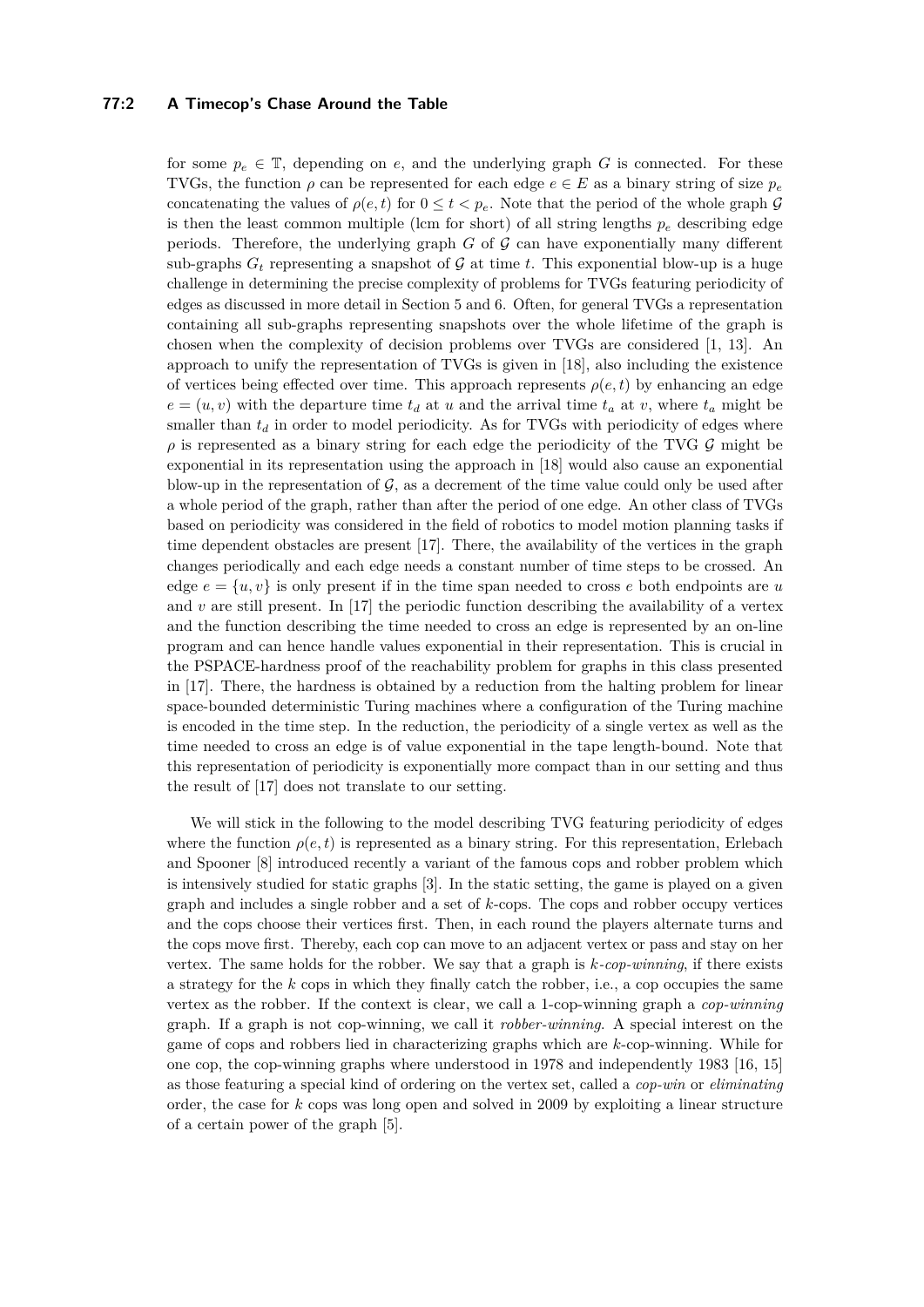for some $p_e \in \mathbb{T}$, depending on $e$, and the underlying graph $G$ is connected. For these TVGs, the function $\rho$ can be represented for each edge $e \in E$ as a binary string of size $p_e$ concatenating the values of $\rho(e,t)$ for $0 \leq t < p_e$. Note that the period of the whole graph $\mathcal{G}$ is then the least common multiple (lcm for short) of all string lengths $p_e$ describing edge periods. Therefore, the underlying graph $G$ of $\mathcal{G}$ can have exponentially many different sub-graphs $G_t$ representing a snapshot of $\mathcal{G}$ at time $t$. This exponential blow-up is a huge challenge in determining the precise complexity of problems for TVGs featuring periodicity of edges as discussed in more detail in Section 5 and 6. Often, for general TVGs a representation containing all sub-graphs representing snapshots over the whole lifetime of the graph is chosen when the complexity of decision problems over TVGs are considered [1, 13]. An approach to unify the representation of TVGs is given in [18], also including the existence of vertices being effected over time. This approach represents $\rho(e,t)$ by enhancing an edge $e = (u,v)$ with the departure time $t_d$ at $u$ and the arrival time $t_a$ at $v$, where $t_a$ might be smaller than $t_d$ in order to model periodicity. As for TVGs with periodicity of edges where $\rho$ is represented as a binary string for each edge the periodicity of the TVG $\mathcal{G}$ might be exponential in its representation using the approach in [18] would also cause an exponential blow-up in the representation of $\mathcal{G}$, as a decrement of the time value could only be used after a whole period of the graph, rather than after the period of one edge. An other class of TVGs based on periodicity was considered in the field of robotics to model motion planning tasks if time dependent obstacles are present [17]. There, the availability of the vertices in the graph changes periodically and each edge needs a constant number of time steps to be crossed. An edge $e = \{u,v\}$ is only present if in the time span needed to cross $e$ both endpoints are $u$ and $v$ are still present. In [17] the periodic function describing the availability of a vertex and the function describing the time needed to cross an edge is represented by an on-line program and can hence handle values exponential in their representation. This is crucial in the PSPACE-hardness proof of the reachability problem for graphs in this class presented in [17]. There, the hardness is obtained by a reduction from the halting problem for linear space-bounded deterministic Turing machines where a configuration of the Turing machine is encoded in the time step. In the reduction, the periodicity of a single vertex as well as the time needed to cross an edge is of value exponential in the tape length-bound. Note that this representation of periodicity is exponentially more compact than in our setting and thus the result of [17] does not translate to our setting.

We will stick in the following to the model describing TVG featuring periodicity of edges where the function $\rho(e,t)$ is represented as a binary string. For this representation, Erlebach and Spooner [8] introduced recently a variant of the famous cops and robber problem which is intensively studied for static graphs [3]. In the static setting, the game is played on a given graph and includes a single robber and a set of $k$-cops. The cops and robber occupy vertices and the cops choose their vertices first. Then, in each round the players alternate turns and the cops move first. Thereby, each cop can move to an adjacent vertex or pass and stay on her vertex. The same holds for the robber. We say that a graph is *$k$-cop-winning*, if there exists a strategy for the $k$ cops in which they finally catch the robber, i.e., a cop occupies the same vertex as the robber. If the context is clear, we call a 1-cop-winning graph a *cop-winning* graph. If a graph is not cop-winning, we call it *robber-winning*. A special interest on the game of cops and robbers lied in characterizing graphs which are $k$-cop-winning. While for one cop, the cop-winning graphs where understood in 1978 and independently 1983 [16, 15] as those featuring a special kind of ordering on the vertex set, called a *cop-win* or *eliminating* order, the case for $k$ cops was long open and solved in 2009 by exploiting a linear structure of a certain power of the graph [5].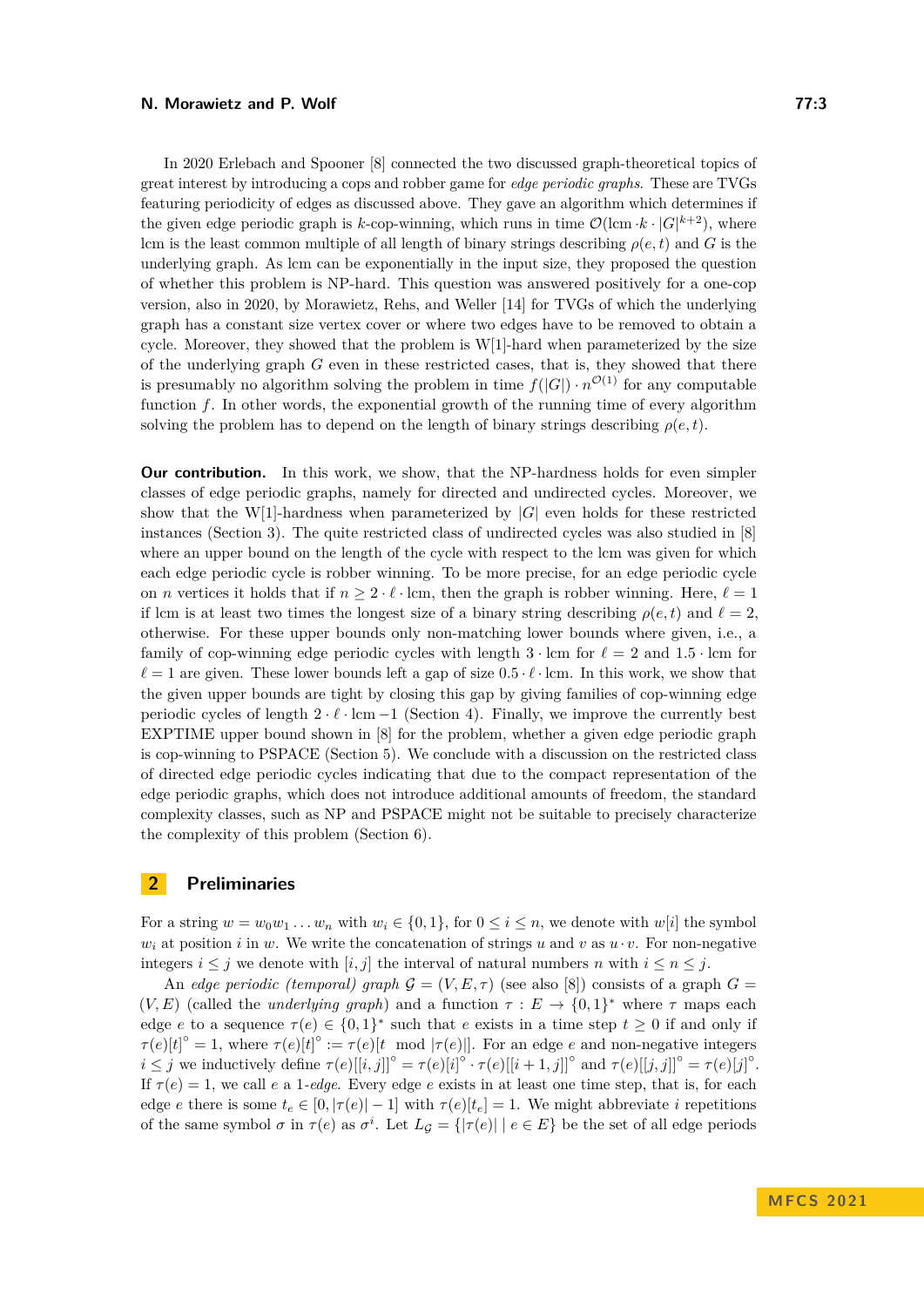In 2020 Erlebach and Spooner [8] connected the two discussed graph-theoretical topics of great interest by introducing a cops and robber game for *edge periodic graphs*. These are TVGs featuring periodicity of edges as discussed above. They gave an algorithm which determines if the given edge periodic graph is $k$-cop-winning, which runs in time $\mathcal{O}(\text{lcm} \cdot k \cdot |G|^{k+2})$, where lcm is the least common multiple of all length of binary strings describing $\rho(e,t)$ and $G$ is the underlying graph. As lcm can be exponentially in the input size, they proposed the question of whether this problem is NP-hard. This question was answered positively for a one-cop version, also in 2020, by Morawietz, Rehs, and Weller [14] for TVGs of which the underlying graph has a constant size vertex cover or where two edges have to be removed to obtain a cycle. Moreover, they showed that the problem is W[1]-hard when parameterized by the size of the underlying graph $G$ even in these restricted cases, that is, they showed that there is presumably no algorithm solving the problem in time $f(|G|) \cdot n^{\mathcal{O}(1)}$ for any computable function $f$. In other words, the exponential growth of the running time of every algorithm solving the problem has to depend on the length of binary strings describing $\rho(e,t)$.

**Our contribution.** In this work, we show, that the NP-hardness holds for even simpler classes of edge periodic graphs, namely for directed and undirected cycles. Moreover, we show that the W[1]-hardness when parameterized by $|G|$ even holds for these restricted instances (Section 3). The quite restricted class of undirected cycles was also studied in [8] where an upper bound on the length of the cycle with respect to the lcm was given for which each edge periodic cycle is robber winning. To be more precise, for an edge periodic cycle on $n$ vertices it holds that if $n \geq 2 \cdot \ell \cdot \text{lcm}$, then the graph is robber winning. Here, $\ell = 1$ if lcm is at least two times the longest size of a binary string describing $\rho(e,t)$ and $\ell = 2$, otherwise. For these upper bounds only non-matching lower bounds where given, i.e., a family of cop-winning edge periodic cycles with length $3 \cdot \text{lcm}$ for $\ell = 2$ and $1.5 \cdot \text{lcm}$ for $\ell = 1$ are given. These lower bounds left a gap of size $0.5 \cdot \ell \cdot \text{lcm}$. In this work, we show that the given upper bounds are tight by closing this gap by giving families of cop-winning edge periodic cycles of length $2 \cdot \ell \cdot \text{lcm} - 1$ (Section 4). Finally, we improve the currently best EXPTIME upper bound shown in [8] for the problem, whether a given edge periodic graph is cop-winning to PSPACE (Section 5). We conclude with a discussion on the restricted class of directed edge periodic cycles indicating that due to the compact representation of the edge periodic graphs, which does not introduce additional amounts of freedom, the standard complexity classes, such as NP and PSPACE might not be suitable to precisely characterize the complexity of this problem (Section 6).

## 2 Preliminaries

For a string $w = w_0 w_1 \ldots w_n$ with $w_i \in \{0,1\}$, for $0 \leq i \leq n$, we denote with $w[i]$ the symbol $w_i$ at position $i$ in $w$. We write the concatenation of strings $u$ and $v$ as $u \cdot v$. For non-negative integers $i \leq j$ we denote with $[i,j]$ the interval of natural numbers $n$ with $i \leq n \leq j$.

An *edge periodic (temporal) graph* $\mathcal{G} = (V, E, \tau)$ (see also [8]) consists of a graph $G = (V, E)$ (called the *underlying graph*) and a function $\tau : E \to \{0,1\}^*$ where $\tau$ maps each edge $e$ to a sequence $\tau(e) \in \{0,1\}^*$ such that $e$ exists in a time step $t \geq 0$ if and only if $\tau(e)[t]^\circ = 1$, where $\tau(e)[t]^\circ := \tau(e)[t \mod |\tau(e)|]$. For an edge $e$ and non-negative integers $i \leq j$ we inductively define $\tau(e)[[i,j]]^\circ = \tau(e)[i]^\circ \cdot \tau(e)[[i+1,j]]^\circ$ and $\tau(e)[[j,j]]^\circ = \tau(e)[j]^\circ$. If $\tau(e) = 1$, we call $e$ a *1-edge*. Every edge $e$ exists in at least one time step, that is, for each edge $e$ there is some $t_e \in [0, |\tau(e)| - 1]$ with $\tau(e)[t_e] = 1$. We might abbreviate $i$ repetitions of the same symbol $\sigma$ in $\tau(e)$ as $\sigma^i$. Let $L_\mathcal{G} = \{|\tau(e)| \mid e \in E\}$ be the set of all edge periods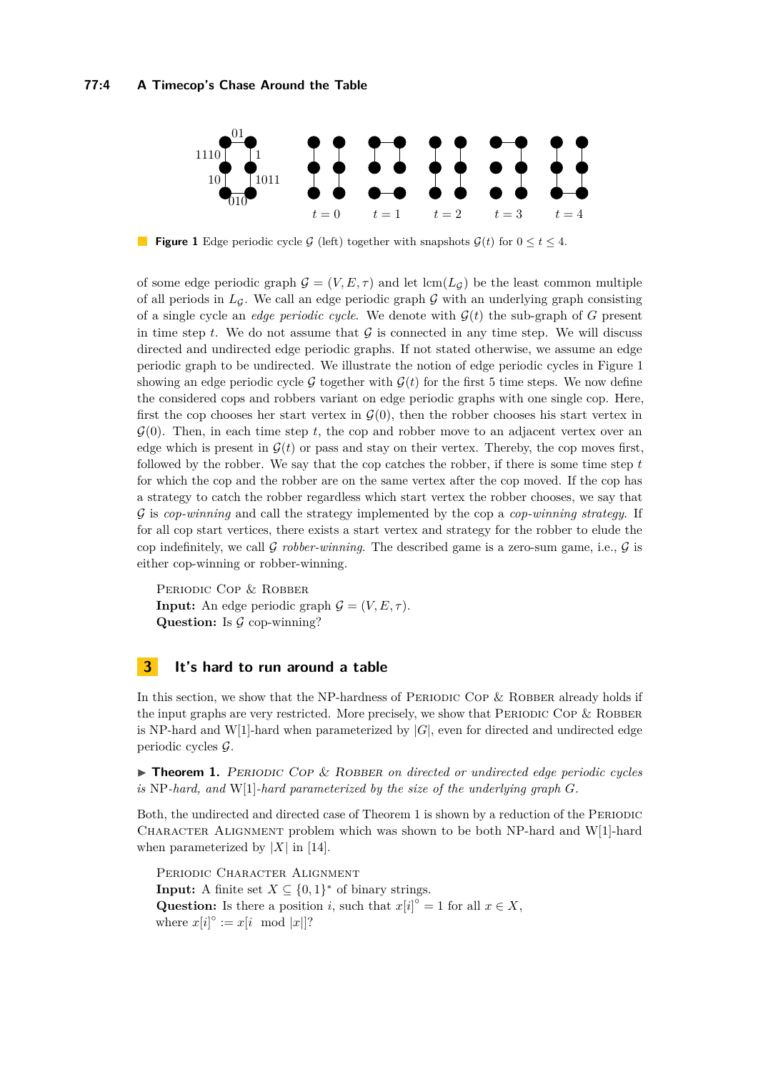**Figure 1** Edge periodic cycle $\mathcal{G}$ (left) together with snapshots $\mathcal{G}(t)$ for $0 \le t \le 4$.

of some edge periodic graph $\mathcal{G} = (V, E, \tau)$ and let $\text{lcm}(L_{\mathcal{G}})$ be the least common multiple of all periods in $L_{\mathcal{G}}$. We call an edge periodic graph $\mathcal{G}$ with an underlying graph consisting of a single cycle an *edge periodic cycle*. We denote with $\mathcal{G}(t)$ the sub-graph of $G$ present in time step $t$. We do not assume that $\mathcal{G}$ is connected in any time step. We will discuss directed and undirected edge periodic graphs. If not stated otherwise, we assume an edge periodic graph to be undirected. We illustrate the notion of edge periodic cycles in Figure 1 showing an edge periodic cycle $\mathcal{G}$ together with $\mathcal{G}(t)$ for the first 5 time steps. We now define the considered cops and robbers variant on edge periodic graphs with one single cop. Here, first the cop chooses her start vertex in $\mathcal{G}(0)$, then the robber chooses his start vertex in $\mathcal{G}(0)$. Then, in each time step $t$, the cop and robber move to an adjacent vertex over an edge which is present in $\mathcal{G}(t)$ or pass and stay on their vertex. Thereby, the cop moves first, followed by the robber. We say that the cop catches the robber, if there is some time step $t$ for which the cop and the robber are on the same vertex after the cop moved. If the cop has a strategy to catch the robber regardless which start vertex the robber chooses, we say that $\mathcal{G}$ is *cop-winning* and call the strategy implemented by the cop a *cop-winning strategy*. If for all cop start vertices, there exists a start vertex and strategy for the robber to elude the cop indefinitely, we call $\mathcal{G}$ *robber-winning*. The described game is a zero-sum game, i.e., $\mathcal{G}$ is either cop-winning or robber-winning.

PERIODIC COP & ROBBER
**Input:** An edge periodic graph $\mathcal{G} = (V, E, \tau)$.
**Question:** Is $\mathcal{G}$ cop-winning?

## 3 It's hard to run around a table

In this section, we show that the NP-hardness of PERIODIC COP & ROBBER already holds if the input graphs are very restricted. More precisely, we show that PERIODIC COP & ROBBER is NP-hard and W[1]-hard when parameterized by $|G|$, even for directed and undirected edge periodic cycles $\mathcal{G}$.

▶ **Theorem 1.** *PERIODIC COP & ROBBER on directed or undirected edge periodic cycles is* NP*-hard, and* W[1]*-hard parameterized by the size of the underlying graph $G$.*

Both, the undirected and directed case of Theorem 1 is shown by a reduction of the PERIODIC CHARACTER ALIGNMENT problem which was shown to be both NP-hard and W[1]-hard when parameterized by $|X|$ in [14].

PERIODIC CHARACTER ALIGNMENT
**Input:** A finite set $X \subseteq \{0, 1\}^*$ of binary strings.
**Question:** Is there a position $i$, such that $x[i]^\circ = 1$ for all $x \in X$, where $x[i]^\circ := x[i \mod |x|]$?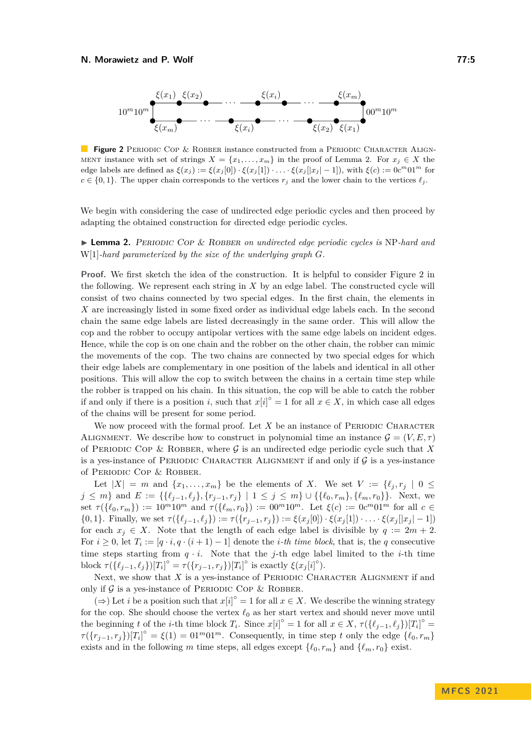**Figure 2** Periodic Cop & Robber instance constructed from a Periodic Character Alignment instance with set of strings $X = \{x_1, \ldots, x_m\}$ in the proof of Lemma 2. For $x_j \in X$ the edge labels are defined as $\xi(x_j) := \xi(x_j[0]) \cdot \xi(x_j[1]) \cdot \ldots \cdot \xi(x_j[|x_j| - 1])$, with $\xi(c) := 0c^m01^m$ for $c \in \{0, 1\}$. The upper chain corresponds to the vertices $r_j$ and the lower chain to the vertices $\ell_j$.

We begin with considering the case of undirected edge periodic cycles and then proceed by adapting the obtained construction for directed edge periodic cycles.

▶ **Lemma 2.** *Periodic Cop & Robber on undirected edge periodic cycles is* NP*-hard and* W[1]*-hard parameterized by the size of the underlying graph $G$.*

**Proof.** We first sketch the idea of the construction. It is helpful to consider Figure 2 in the following. We represent each string in $X$ by an edge label. The constructed cycle will consist of two chains connected by two special edges. In the first chain, the elements in $X$ are increasingly listed in some fixed order as individual edge labels each. In the second chain the same edge labels are listed decreasingly in the same order. This will allow the cop and the robber to occupy antipolar vertices with the same edge labels on incident edges. Hence, while the cop is on one chain and the robber on the other chain, the robber can mimic the movements of the cop. The two chains are connected by two special edges for which their edge labels are complementary in one position of the labels and identical in all other positions. This will allow the cop to switch between the chains in a certain time step while the robber is trapped on his chain. In this situation, the cop will be able to catch the robber if and only if there is a position $i$, such that $x[i]^\circ = 1$ for all $x \in X$, in which case all edges of the chains will be present for some period.

We now proceed with the formal proof. Let $X$ be an instance of Periodic Character Alignment. We describe how to construct in polynomial time an instance $\mathcal{G} = (V, E, \tau)$ of Periodic Cop & Robber, where $\mathcal{G}$ is an undirected edge periodic cycle such that $X$ is a yes-instance of Periodic Character Alignment if and only if $\mathcal{G}$ is a yes-instance of Periodic Cop & Robber.

Let $|X| = m$ and $\{x_1, \ldots, x_m\}$ be the elements of $X$. We set $V := \{\ell_j, r_j \mid 0 \leq j \leq m\}$ and $E := \{\{\ell_{j-1}, \ell_j\}, \{r_{j-1}, r_j\} \mid 1 \leq j \leq m\} \cup \{\{\ell_0, r_m\}, \{\ell_m, r_0\}\}$. Next, we set $\tau(\{\ell_0, r_m\}) := 10^m10^m$ and $\tau(\{\ell_m, r_0\}) := 00^m10^m$. Let $\xi(c) := 0c^m01^m$ for all $c \in \{0, 1\}$. Finally, we set $\tau(\{\ell_{j-1}, \ell_j\}) := \tau(\{r_{j-1}, r_j\}) := \xi(x_j[0]) \cdot \xi(x_j[1]) \cdot \ldots \cdot \xi(x_j[|x_j| - 1])$ for each $x_j \in X$. Note that the length of each edge label is divisible by $q := 2m + 2$. For $i \geq 0$, let $T_i := [q \cdot i, q \cdot (i + 1) - 1]$ denote the *$i$-th time block*, that is, the $q$ consecutive time steps starting from $q \cdot i$. Note that the $j$-th edge label limited to the $i$-th time block $\tau(\{\ell_{j-1}, \ell_j\})[T_i]^\circ = \tau(\{r_{j-1}, r_j\})[T_i]^\circ$ is exactly $\xi(x_j[i]^\circ)$.

Next, we show that $X$ is a yes-instance of Periodic Character Alignment if and only if $\mathcal{G}$ is a yes-instance of Periodic Cop & Robber.

($\Rightarrow$) Let $i$ be a position such that $x[i]^\circ = 1$ for all $x \in X$. We describe the winning strategy for the cop. She should choose the vertex $\ell_0$ as her start vertex and should never move until the beginning $t$ of the $i$-th time block $T_i$. Since $x[i]^\circ = 1$ for all $x \in X$, $\tau(\{\ell_{j-1}, \ell_j\})[T_i]^\circ = \tau(\{r_{j-1}, r_j\})[T_i]^\circ = \xi(1) = 01^m01^m$. Consequently, in time step $t$ only the edge $\{\ell_0, r_m\}$ exists and in the following $m$ time steps, all edges except $\{\ell_0, r_m\}$ and $\{\ell_m, r_0\}$ exist.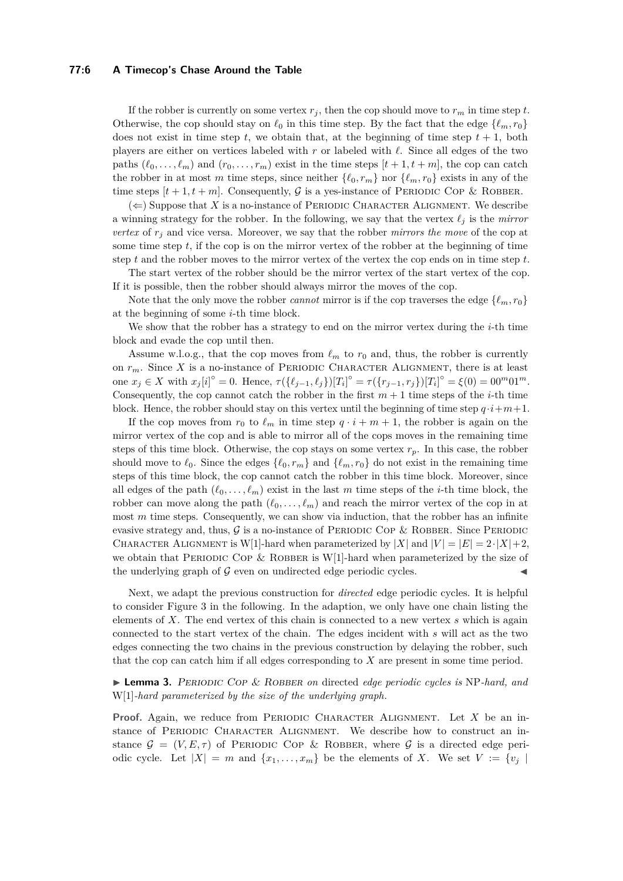If the robber is currently on some vertex $r_j$, then the cop should move to $r_m$ in time step $t$. Otherwise, the cop should stay on $\ell_0$ in this time step. By the fact that the edge $\{\ell_m, r_0\}$ does not exist in time step $t$, we obtain that, at the beginning of time step $t+1$, both players are either on vertices labeled with $r$ or labeled with $\ell$. Since all edges of the two paths $(\ell_0, \ldots, \ell_m)$ and $(r_0, \ldots, r_m)$ exist in the time steps $[t+1, t+m]$, the cop can catch the robber in at most $m$ time steps, since neither $\{\ell_0, r_m\}$ nor $\{\ell_m, r_0\}$ exists in any of the time steps $[t+1, t+m]$. Consequently, $\mathcal{G}$ is a yes-instance of Periodic Cop & Robber.

($\Leftarrow$) Suppose that $X$ is a no-instance of Periodic Character Alignment. We describe a winning strategy for the robber. In the following, we say that the vertex $\ell_j$ is the *mirror vertex* of $r_j$ and vice versa. Moreover, we say that the robber *mirrors the move* of the cop at some time step $t$, if the cop is on the mirror vertex of the robber at the beginning of time step $t$ and the robber moves to the mirror vertex of the vertex the cop ends on in time step $t$.

The start vertex of the robber should be the mirror vertex of the start vertex of the cop. If it is possible, then the robber should always mirror the moves of the cop.

Note that the only move the robber *cannot* mirror is if the cop traverses the edge $\{\ell_m, r_0\}$ at the beginning of some $i$-th time block.

We show that the robber has a strategy to end on the mirror vertex during the $i$-th time block and evade the cop until then.

Assume w.l.o.g., that the cop moves from $\ell_m$ to $r_0$ and, thus, the robber is currently on $r_m$. Since $X$ is a no-instance of Periodic Character Alignment, there is at least one $x_j \in X$ with $x_j[i]^\circ = 0$. Hence, $\tau(\{\ell_{j-1}, \ell_j\})[T_i]^\circ = \tau(\{r_{j-1}, r_j\})[T_i]^\circ = \xi(0) = 00^m01^m$. Consequently, the cop cannot catch the robber in the first $m+1$ time steps of the $i$-th time block. Hence, the robber should stay on this vertex until the beginning of time step $q \cdot i + m + 1$.

If the cop moves from $r_0$ to $\ell_m$ in time step $q \cdot i + m + 1$, the robber is again on the mirror vertex of the cop and is able to mirror all of the cops moves in the remaining time steps of this time block. Otherwise, the cop stays on some vertex $r_p$. In this case, the robber should move to $\ell_0$. Since the edges $\{\ell_0, r_m\}$ and $\{\ell_m, r_0\}$ do not exist in the remaining time steps of this time block, the cop cannot catch the robber in this time block. Moreover, since all edges of the path $(\ell_0, \ldots, \ell_m)$ exist in the last $m$ time steps of the $i$-th time block, the robber can move along the path $(\ell_0, \ldots, \ell_m)$ and reach the mirror vertex of the cop in at most $m$ time steps. Consequently, we can show via induction, that the robber has an infinite evasive strategy and, thus, $\mathcal{G}$ is a no-instance of Periodic Cop & Robber. Since Periodic Character Alignment is W[1]-hard when parameterized by $|X|$ and $|V| = |E| = 2 \cdot |X| + 2$, we obtain that Periodic Cop & Robber is W[1]-hard when parameterized by the size of the underlying graph of $\mathcal{G}$ even on undirected edge periodic cycles. ◀

Next, we adapt the previous construction for *directed* edge periodic cycles. It is helpful to consider Figure 3 in the following. In the adaption, we only have one chain listing the elements of $X$. The end vertex of this chain is connected to a new vertex $s$ which is again connected to the start vertex of the chain. The edges incident with $s$ will act as the two edges connecting the two chains in the previous construction by delaying the robber, such that the cop can catch him if all edges corresponding to $X$ are present in some time period.

▶ **Lemma 3.** *Periodic Cop & Robber on* directed *edge periodic cycles is* NP*-hard, and* W[1]*-hard parameterized by the size of the underlying graph.*

**Proof.** Again, we reduce from Periodic Character Alignment. Let $X$ be an instance of Periodic Character Alignment. We describe how to construct an instance $\mathcal{G} = (V, E, \tau)$ of Periodic Cop & Robber, where $\mathcal{G}$ is a directed edge periodic cycle. Let $|X| = m$ and $\{x_1, \ldots, x_m\}$ be the elements of $X$. We set $V := \{v_j \mid$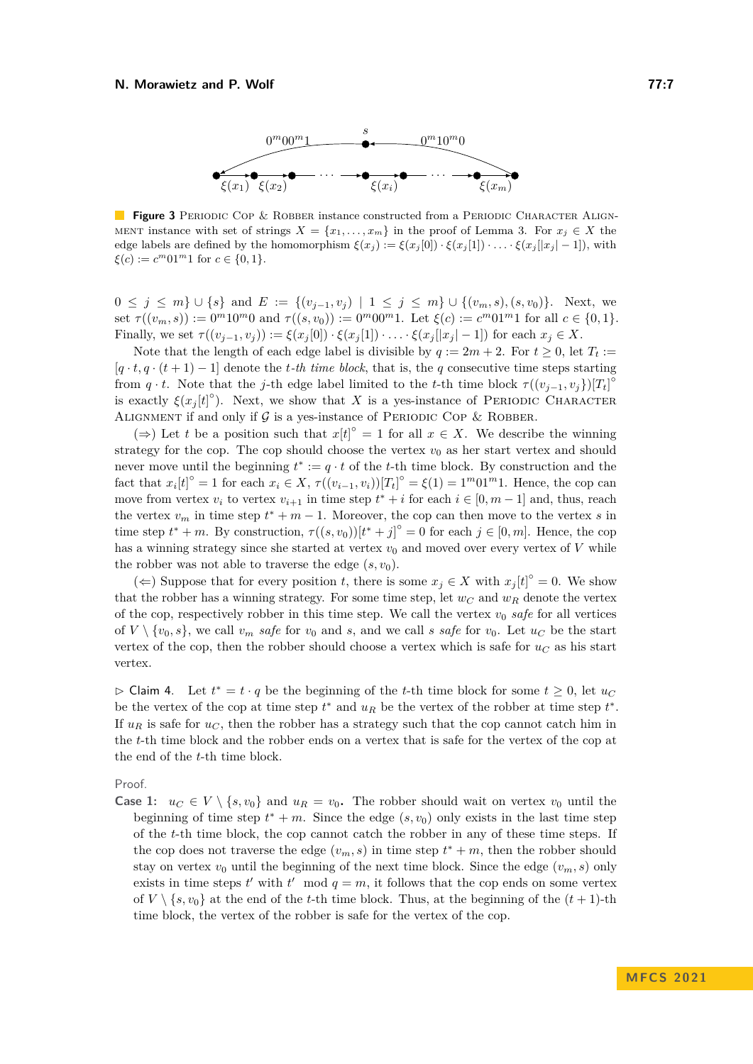**Figure 3** PERIODIC COP & ROBBER instance constructed from a PERIODIC CHARACTER ALIGNMENT instance with set of strings $X = \{x_1, \ldots, x_m\}$ in the proof of Lemma 3. For $x_j \in X$ the edge labels are defined by the homomorphism $\xi(x_j) := \xi(x_j[0]) \cdot \xi(x_j[1]) \cdot \ldots \cdot \xi(x_j[|x_j|-1])$, with $\xi(c) := c^m 0 1^m 1$ for $c \in \{0,1\}$.

$0 \le j \le m\} \cup \{s\}$ and $E := \{(v_{j-1}, v_j) \mid 1 \le j \le m\} \cup \{(v_m, s), (s, v_0)\}$. Next, we set $\tau((v_m, s)) := 0^m 1 0^m 0$ and $\tau((s, v_0)) := 0^m 0 0^m 1$. Let $\xi(c) := c^m 0 1^m 1$ for all $c \in \{0,1\}$. Finally, we set $\tau((v_{j-1}, v_j)) := \xi(x_j[0]) \cdot \xi(x_j[1]) \cdot \ldots \cdot \xi(x_j[|x_j|-1])$ for each $x_j \in X$.

Note that the length of each edge label is divisible by $q := 2m+2$. For $t \ge 0$, let $T_t := [q \cdot t, q \cdot (t+1) - 1]$ denote the *t-th time block*, that is, the $q$ consecutive time steps starting from $q \cdot t$. Note that the $j$-th edge label limited to the $t$-th time block $\tau((v_{j-1}, v_j\})[T_t]^\circ$ is exactly $\xi(x_j[t]^\circ)$. Next, we show that $X$ is a yes-instance of PERIODIC CHARACTER ALIGNMENT if and only if $\mathcal{G}$ is a yes-instance of PERIODIC COP & ROBBER.

($\Rightarrow$) Let $t$ be a position such that $x[t]^\circ = 1$ for all $x \in X$. We describe the winning strategy for the cop. The cop should choose the vertex $v_0$ as her start vertex and should never move until the beginning $t^* := q \cdot t$ of the $t$-th time block. By construction and the fact that $x_i[t]^\circ = 1$ for each $x_i \in X$, $\tau((v_{i-1}, v_i))[T_t]^\circ = \xi(1) = 1^m 0 1^m 1$. Hence, the cop can move from vertex $v_i$ to vertex $v_{i+1}$ in time step $t^* + i$ for each $i \in [0, m-1]$ and, thus, reach the vertex $v_m$ in time step $t^* + m - 1$. Moreover, the cop can then move to the vertex $s$ in time step $t^* + m$. By construction, $\tau((s, v_0))[t^* + j]^\circ = 0$ for each $j \in [0, m]$. Hence, the cop has a winning strategy since she started at vertex $v_0$ and moved over every vertex of $V$ while the robber was not able to traverse the edge $(s, v_0)$.

($\Leftarrow$) Suppose that for every position $t$, there is some $x_j \in X$ with $x_j[t]^\circ = 0$. We show that the robber has a winning strategy. For some time step, let $w_C$ and $w_R$ denote the vertex of the cop, respectively robber in this time step. We call the vertex $v_0$ *safe* for all vertices of $V \setminus \{v_0, s\}$, we call $v_m$ *safe* for $v_0$ and $s$, and we call $s$ *safe* for $v_0$. Let $u_C$ be the start vertex of the cop, then the robber should choose a vertex which is safe for $u_C$ as his start vertex.

$\triangleright$ Claim 4. Let $t^* = t \cdot q$ be the beginning of the $t$-th time block for some $t \ge 0$, let $u_C$ be the vertex of the cop at time step $t^*$ and $u_R$ be the vertex of the robber at time step $t^*$. If $u_R$ is safe for $u_C$, then the robber has a strategy such that the cop cannot catch him in the $t$-th time block and the robber ends on a vertex that is safe for the vertex of the cop at the end of the $t$-th time block.

*Proof.*

**Case 1:** $u_C \in V \setminus \{s, v_0\}$ **and** $u_R = v_0$**.** The robber should wait on vertex $v_0$ until the beginning of time step $t^* + m$. Since the edge $(s, v_0)$ only exists in the last time step of the $t$-th time block, the cop cannot catch the robber in any of these time steps. If the cop does not traverse the edge $(v_m, s)$ in time step $t^* + m$, then the robber should stay on vertex $v_0$ until the beginning of the next time block. Since the edge $(v_m, s)$ only exists in time steps $t'$ with $t' \mod q = m$, it follows that the cop ends on some vertex of $V \setminus \{s, v_0\}$ at the end of the $t$-th time block. Thus, at the beginning of the $(t+1)$-th time block, the vertex of the robber is safe for the vertex of the cop.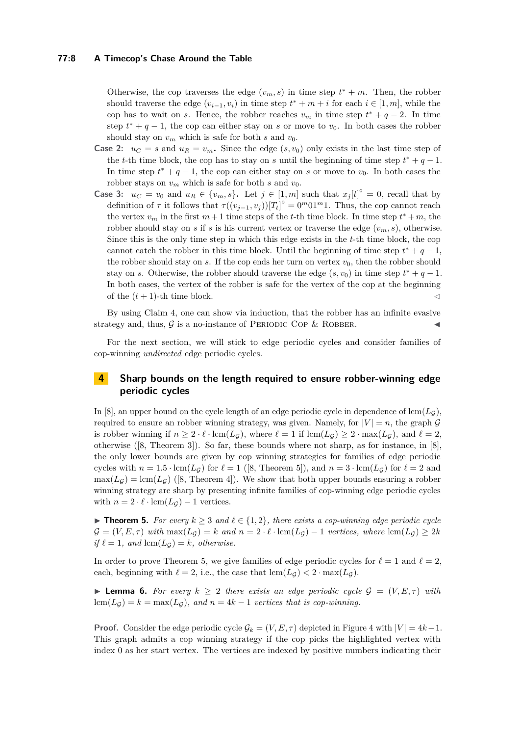Otherwise, the cop traverses the edge $(v_m, s)$ in time step $t^* + m$. Then, the robber should traverse the edge $(v_{i-1}, v_i)$ in time step $t^* + m + i$ for each $i \in [1, m]$, while the cop has to wait on $s$. Hence, the robber reaches $v_m$ in time step $t^* + q - 2$. In time step $t^* + q - 1$, the cop can either stay on $s$ or move to $v_0$. In both cases the robber should stay on $v_m$ which is safe for both $s$ and $v_0$.

**Case 2:** $u_C = s$ and $u_R = v_m$**.** Since the edge $(s, v_0)$ only exists in the last time step of the $t$-th time block, the cop has to stay on $s$ until the beginning of time step $t^* + q - 1$. In time step $t^* + q - 1$, the cop can either stay on $s$ or move to $v_0$. In both cases the robber stays on $v_m$ which is safe for both $s$ and $v_0$.

**Case 3:** $u_C = v_0$ and $u_R \in \{v_m, s\}$**.** Let $j \in [1, m]$ such that $x_j[t]^{\circ} = 0$, recall that by definition of $\tau$ it follows that $\tau((v_{j-1}, v_j))[T_t]^{\circ} = 0^m 0 1^m 1$. Thus, the cop cannot reach the vertex $v_m$ in the first $m + 1$ time steps of the $t$-th time block. In time step $t^* + m$, the robber should stay on $s$ if $s$ is his current vertex or traverse the edge $(v_m, s)$, otherwise. Since this is the only time step in which this edge exists in the $t$-th time block, the cop cannot catch the robber in this time block. Until the beginning of time step $t^* + q - 1$, the robber should stay on $s$. If the cop ends her turn on vertex $v_0$, then the robber should stay on $s$. Otherwise, the robber should traverse the edge $(s, v_0)$ in time step $t^* + q - 1$. In both cases, the vertex of the robber is safe for the vertex of the cop at the beginning of the $(t + 1)$-th time block. ◁

By using Claim 4, one can show via induction, that the robber has an infinite evasive strategy and, thus, $\mathcal{G}$ is a no-instance of Periodic Cop & Robber. ◀

For the next section, we will stick to edge periodic cycles and consider families of cop-winning *undirected* edge periodic cycles.

## 4 Sharp bounds on the length required to ensure robber-winning edge periodic cycles

In [8], an upper bound on the cycle length of an edge periodic cycle in dependence of $\mathrm{lcm}(L_{\mathcal{G}})$, required to ensure an robber winning strategy, was given. Namely, for $|V| = n$, the graph $\mathcal{G}$ is robber winning if $n \geq 2 \cdot \ell \cdot \mathrm{lcm}(L_{\mathcal{G}})$, where $\ell = 1$ if $\mathrm{lcm}(L_{\mathcal{G}}) \geq 2 \cdot \max(L_{\mathcal{G}})$, and $\ell = 2$, otherwise ([8, Theorem 3]). So far, these bounds where not sharp, as for instance, in [8], the only lower bounds are given by cop winning strategies for families of edge periodic cycles with $n = 1.5 \cdot \mathrm{lcm}(L_{\mathcal{G}})$ for $\ell = 1$ ([8, Theorem 5]), and $n = 3 \cdot \mathrm{lcm}(L_{\mathcal{G}})$ for $\ell = 2$ and $\max(L_{\mathcal{G}}) = \mathrm{lcm}(L_{\mathcal{G}})$ ([8, Theorem 4]). We show that both upper bounds ensuring a robber winning strategy are sharp by presenting infinite families of cop-winning edge periodic cycles with $n = 2 \cdot \ell \cdot \mathrm{lcm}(L_{\mathcal{G}}) - 1$ vertices.

▶ **Theorem 5.** *For every $k \geq 3$ and $\ell \in \{1, 2\}$, there exists a cop-winning edge periodic cycle $\mathcal{G} = (V, E, \tau)$ with $\max(L_{\mathcal{G}}) = k$ and $n = 2 \cdot \ell \cdot \mathrm{lcm}(L_{\mathcal{G}}) - 1$ vertices, where $\mathrm{lcm}(L_{\mathcal{G}}) \geq 2k$ if $\ell = 1$, and $\mathrm{lcm}(L_{\mathcal{G}}) = k$, otherwise.*

In order to prove Theorem 5, we give families of edge periodic cycles for $\ell = 1$ and $\ell = 2$, each, beginning with $\ell = 2$, i.e., the case that $\mathrm{lcm}(L_{\mathcal{G}}) < 2 \cdot \max(L_{\mathcal{G}})$.

▶ **Lemma 6.** *For every $k \geq 2$ there exists an edge periodic cycle $\mathcal{G} = (V, E, \tau)$ with $\mathrm{lcm}(L_{\mathcal{G}}) = k = \max(L_{\mathcal{G}})$, and $n = 4k - 1$ vertices that is cop-winning.*

**Proof.** Consider the edge periodic cycle $\mathcal{G}_k = (V, E, \tau)$ depicted in Figure 4 with $|V| = 4k - 1$. This graph admits a cop winning strategy if the cop picks the highlighted vertex with index 0 as her start vertex. The vertices are indexed by positive numbers indicating their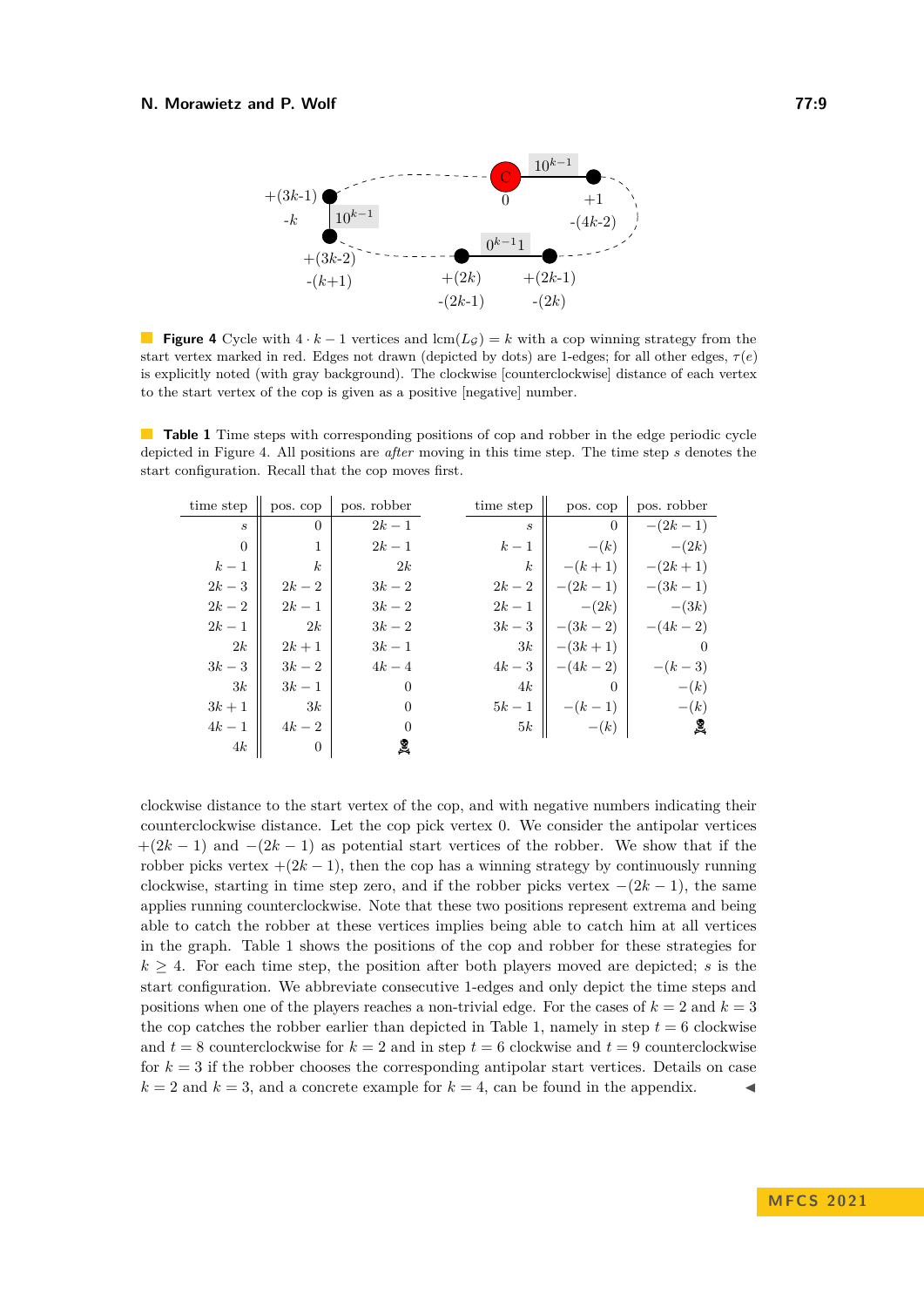**Figure 4** Cycle with $4 \cdot k - 1$ vertices and $\text{lcm}(L_\mathcal{G}) = k$ with a cop winning strategy from the start vertex marked in red. Edges not drawn (depicted by dots) are 1-edges; for all other edges, $\tau(e)$ is explicitly noted (with gray background). The clockwise [counterclockwise] distance of each vertex to the start vertex of the cop is given as a positive [negative] number.

**Table 1** Time steps with corresponding positions of cop and robber in the edge periodic cycle depicted in Figure 4. All positions are *after* moving in this time step. The time step $s$ denotes the start configuration. Recall that the cop moves first.

| time step | pos. cop | pos. robber |
|---|---|---|
| $s$ | $0$ | $2k-1$ |
| $0$ | $1$ | $2k-1$ |
| $k-1$ | $k$ | $2k$ |
| $2k-3$ | $2k-2$ | $3k-2$ |
| $2k-2$ | $2k-1$ | $3k-2$ |
| $2k-1$ | $2k$ | $3k-2$ |
| $2k$ | $2k+1$ | $3k-1$ |
| $3k-3$ | $3k-2$ | $4k-4$ |
| $3k$ | $3k-1$ | $0$ |
| $3k+1$ | $3k$ | $0$ |
| $4k-1$ | $4k-2$ | $0$ |
| $4k$ | $0$ | ☠ |

| time step | pos. cop | pos. robber |
|---|---|---|
| $s$ | $0$ | $-(2k-1)$ |
| $k-1$ | $-(k)$ | $-(2k)$ |
| $k$ | $-(k+1)$ | $-(2k+1)$ |
| $2k-2$ | $-(2k-1)$ | $-(3k-1)$ |
| $2k-1$ | $-(2k)$ | $-(3k)$ |
| $3k-3$ | $-(3k-2)$ | $-(4k-2)$ |
| $3k$ | $-(3k+1)$ | $0$ |
| $4k-3$ | $-(4k-2)$ | $-(k-3)$ |
| $4k$ | $0$ | $-(k)$ |
| $5k-1$ | $-(k-1)$ | $-(k)$ |
| $5k$ | $-(k)$ | ☠ |

clockwise distance to the start vertex of the cop, and with negative numbers indicating their counterclockwise distance. Let the cop pick vertex 0. We consider the antipolar vertices $+(2k-1)$ and $-(2k-1)$ as potential start vertices of the robber. We show that if the robber picks vertex $+(2k-1)$, then the cop has a winning strategy by continuously running clockwise, starting in time step zero, and if the robber picks vertex $-(2k-1)$, the same applies running counterclockwise. Note that these two positions represent extrema and being able to catch the robber at these vertices implies being able to catch him at all vertices in the graph. Table 1 shows the positions of the cop and robber for these strategies for $k \geq 4$. For each time step, the position after both players moved are depicted; $s$ is the start configuration. We abbreviate consecutive 1-edges and only depict the time steps and positions when one of the players reaches a non-trivial edge. For the cases of $k = 2$ and $k = 3$ the cop catches the robber earlier than depicted in Table 1, namely in step $t = 6$ clockwise and $t = 8$ counterclockwise for $k = 2$ and in step $t = 6$ clockwise and $t = 9$ counterclockwise for $k = 3$ if the robber chooses the corresponding antipolar start vertices. Details on case $k = 2$ and $k = 3$, and a concrete example for $k = 4$, can be found in the appendix. ◀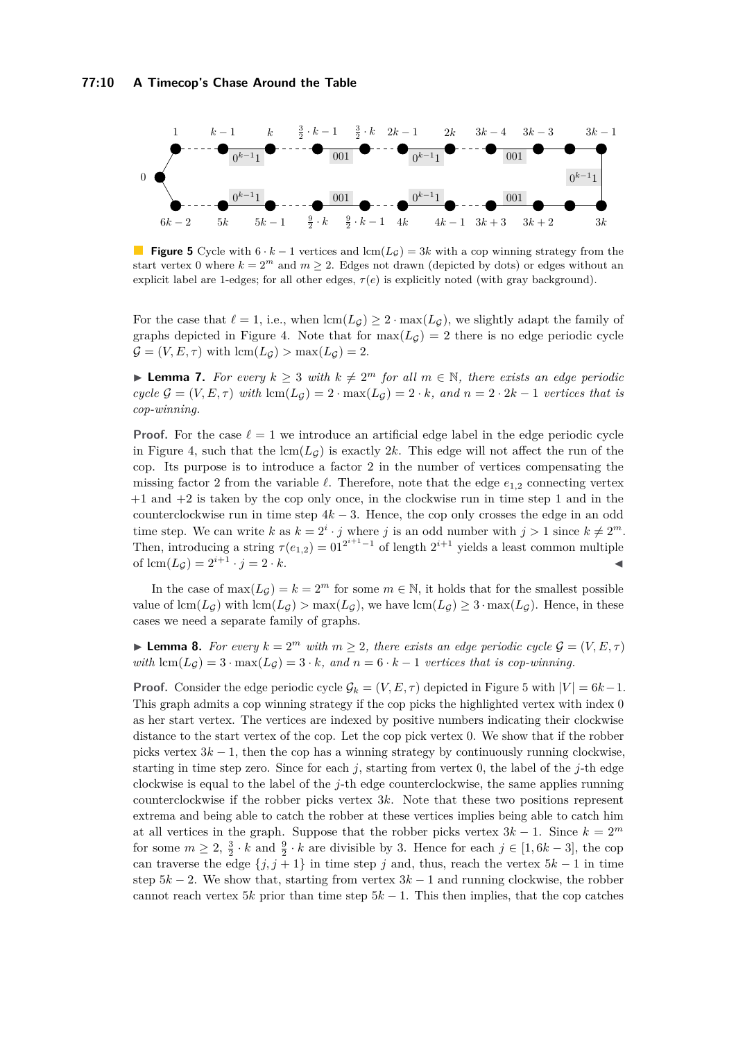**Figure 5** Cycle with $6 \cdot k - 1$ vertices and $\operatorname{lcm}(L_{\mathcal{G}}) = 3k$ with a cop winning strategy from the start vertex 0 where $k = 2^m$ and $m \geq 2$. Edges not drawn (depicted by dots) or edges without an explicit label are 1-edges; for all other edges, $\tau(e)$ is explicitly noted (with gray background).

For the case that $\ell = 1$, i.e., when $\operatorname{lcm}(L_{\mathcal{G}}) \geq 2 \cdot \max(L_{\mathcal{G}})$, we slightly adapt the family of graphs depicted in Figure 4. Note that for $\max(L_{\mathcal{G}}) = 2$ there is no edge periodic cycle $\mathcal{G} = (V, E, \tau)$ with $\operatorname{lcm}(L_{\mathcal{G}}) > \max(L_{\mathcal{G}}) = 2$.

▶ **Lemma 7.** *For every $k \geq 3$ with $k \neq 2^m$ for all $m \in \mathbb{N}$, there exists an edge periodic cycle $\mathcal{G} = (V, E, \tau)$ with $\operatorname{lcm}(L_{\mathcal{G}}) = 2 \cdot \max(L_{\mathcal{G}}) = 2 \cdot k$, and $n = 2 \cdot 2k - 1$ vertices that is cop-winning.*

**Proof.** For the case $\ell = 1$ we introduce an artificial edge label in the edge periodic cycle in Figure 4, such that the $\operatorname{lcm}(L_{\mathcal{G}})$ is exactly $2k$. This edge will not affect the run of the cop. Its purpose is to introduce a factor 2 in the number of vertices compensating the missing factor 2 from the variable $\ell$. Therefore, note that the edge $e_{1,2}$ connecting vertex $+1$ and $+2$ is taken by the cop only once, in the clockwise run in time step 1 and in the counterclockwise run in time step $4k - 3$. Hence, the cop only crosses the edge in an odd time step. We can write $k$ as $k = 2^i \cdot j$ where $j$ is an odd number with $j > 1$ since $k \neq 2^m$. Then, introducing a string $\tau(e_{1,2}) = 01^{2^{i+1}-1}$ of length $2^{i+1}$ yields a least common multiple of $\operatorname{lcm}(L_{\mathcal{G}}) = 2^{i+1} \cdot j = 2 \cdot k$. ◀

In the case of $\max(L_{\mathcal{G}}) = k = 2^m$ for some $m \in \mathbb{N}$, it holds that for the smallest possible value of $\operatorname{lcm}(L_{\mathcal{G}})$ with $\operatorname{lcm}(L_{\mathcal{G}}) > \max(L_{\mathcal{G}})$, we have $\operatorname{lcm}(L_{\mathcal{G}}) \geq 3 \cdot \max(L_{\mathcal{G}})$. Hence, in these cases we need a separate family of graphs.

▶ **Lemma 8.** *For every $k = 2^m$ with $m \geq 2$, there exists an edge periodic cycle $\mathcal{G} = (V, E, \tau)$ with $\operatorname{lcm}(L_{\mathcal{G}}) = 3 \cdot \max(L_{\mathcal{G}}) = 3 \cdot k$, and $n = 6 \cdot k - 1$ vertices that is cop-winning.*

**Proof.** Consider the edge periodic cycle $\mathcal{G}_k = (V, E, \tau)$ depicted in Figure 5 with $|V| = 6k - 1$. This graph admits a cop winning strategy if the cop picks the highlighted vertex with index 0 as her start vertex. The vertices are indexed by positive numbers indicating their clockwise distance to the start vertex of the cop. Let the cop pick vertex 0. We show that if the robber picks vertex $3k - 1$, then the cop has a winning strategy by continuously running clockwise, starting in time step zero. Since for each $j$, starting from vertex 0, the label of the $j$-th edge clockwise is equal to the label of the $j$-th edge counterclockwise, the same applies running counterclockwise if the robber picks vertex $3k$. Note that these two positions represent extrema and being able to catch the robber at these vertices implies being able to catch him at all vertices in the graph. Suppose that the robber picks vertex $3k - 1$. Since $k = 2^m$ for some $m \geq 2$, $\frac{3}{2} \cdot k$ and $\frac{9}{2} \cdot k$ are divisible by 3. Hence for each $j \in [1, 6k - 3]$, the cop can traverse the edge $\{j, j + 1\}$ in time step $j$ and, thus, reach the vertex $5k - 1$ in time step $5k - 2$. We show that, starting from vertex $3k - 1$ and running clockwise, the robber cannot reach vertex $5k$ prior than time step $5k - 1$. This then implies, that the cop catches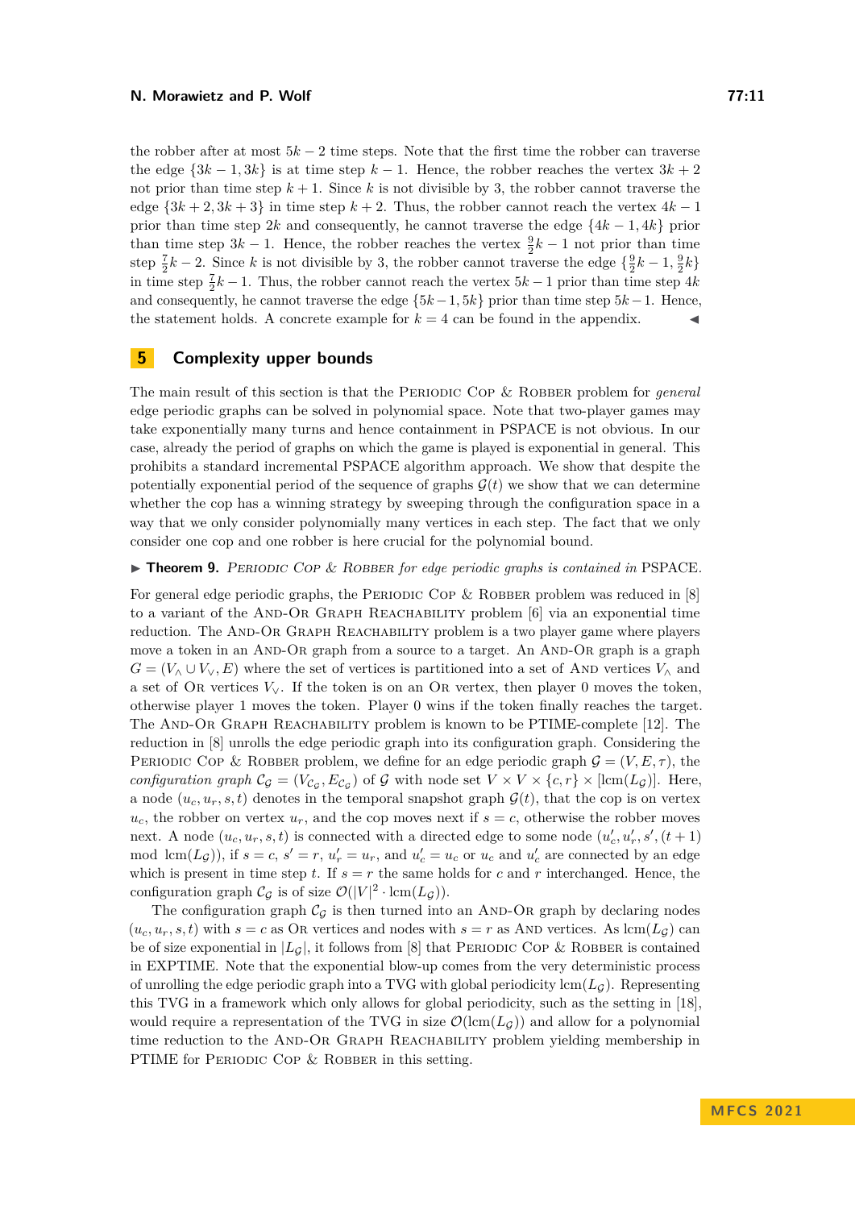the robber after at most $5k-2$ time steps. Note that the first time the robber can traverse the edge $\{3k-1, 3k\}$ is at time step $k-1$. Hence, the robber reaches the vertex $3k+2$ not prior than time step $k+1$. Since $k$ is not divisible by 3, the robber cannot traverse the edge $\{3k+2, 3k+3\}$ in time step $k+2$. Thus, the robber cannot reach the vertex $4k-1$ prior than time step $2k$ and consequently, he cannot traverse the edge $\{4k-1, 4k\}$ prior than time step $3k-1$. Hence, the robber reaches the vertex $\frac{9}{2}k-1$ not prior than time step $\frac{7}{2}k-2$. Since $k$ is not divisible by 3, the robber cannot traverse the edge $\{\frac{9}{2}k-1, \frac{9}{2}k\}$ in time step $\frac{7}{2}k-1$. Thus, the robber cannot reach the vertex $5k-1$ prior than time step $4k$ and consequently, he cannot traverse the edge $\{5k-1, 5k\}$ prior than time step $5k-1$. Hence, the statement holds. A concrete example for $k=4$ can be found in the appendix. ◀

## 5 Complexity upper bounds

The main result of this section is that the Periodic Cop & Robber problem for *general* edge periodic graphs can be solved in polynomial space. Note that two-player games may take exponentially many turns and hence containment in PSPACE is not obvious. In our case, already the period of graphs on which the game is played is exponential in general. This prohibits a standard incremental PSPACE algorithm approach. We show that despite the potentially exponential period of the sequence of graphs $\mathcal{G}(t)$ we show that we can determine whether the cop has a winning strategy by sweeping through the configuration space in a way that we only consider polynomially many vertices in each step. The fact that we only consider one cop and one robber is here crucial for the polynomial bound.

▶ **Theorem 9.** *Periodic Cop & Robber for edge periodic graphs is contained in* PSPACE*.*

For general edge periodic graphs, the Periodic Cop & Robber problem was reduced in [8] to a variant of the And-Or Graph Reachability problem [6] via an exponential time reduction. The And-Or Graph Reachability problem is a two player game where players move a token in an And-Or graph from a source to a target. An And-Or graph is a graph $G = (V_\wedge \cup V_\vee, E)$ where the set of vertices is partitioned into a set of And vertices $V_\wedge$ and a set of Or vertices $V_\vee$. If the token is on an Or vertex, then player 0 moves the token, otherwise player 1 moves the token. Player 0 wins if the token finally reaches the target. The And-Or Graph Reachability problem is known to be PTIME-complete [12]. The reduction in [8] unrolls the edge periodic graph into its configuration graph. Considering the Periodic Cop & Robber problem, we define for an edge periodic graph $\mathcal{G} = (V, E, \tau)$, the *configuration graph* $\mathcal{C}_\mathcal{G} = (V_{\mathcal{C}_\mathcal{G}}, E_{\mathcal{C}_\mathcal{G}})$ of $\mathcal{G}$ with node set $V \times V \times \{c, r\} \times [\text{lcm}(L_\mathcal{G})]$. Here, a node $(u_c, u_r, s, t)$ denotes in the temporal snapshot graph $\mathcal{G}(t)$, that the cop is on vertex $u_c$, the robber on vertex $u_r$, and the cop moves next if $s = c$, otherwise the robber moves next. A node $(u_c, u_r, s, t)$ is connected with a directed edge to some node $(u'_c, u'_r, s', (t+1) \bmod \text{lcm}(L_\mathcal{G}))$, if $s = c$, $s' = r$, $u'_r = u_r$, and $u'_c = u_c$ or $u_c$ and $u'_c$ are connected by an edge which is present in time step $t$. If $s = r$ the same holds for $c$ and $r$ interchanged. Hence, the configuration graph $\mathcal{C}_\mathcal{G}$ is of size $\mathcal{O}(|V|^2 \cdot \text{lcm}(L_\mathcal{G}))$.

The configuration graph $\mathcal{C}_\mathcal{G}$ is then turned into an And-Or graph by declaring nodes $(u_c, u_r, s, t)$ with $s = c$ as Or vertices and nodes with $s = r$ as And vertices. As $\text{lcm}(L_\mathcal{G})$ can be of size exponential in $|L_\mathcal{G}|$, it follows from [8] that Periodic Cop & Robber is contained in EXPTIME. Note that the exponential blow-up comes from the very deterministic process of unrolling the edge periodic graph into a TVG with global periodicity $\text{lcm}(L_\mathcal{G})$. Representing this TVG in a framework which only allows for global periodicity, such as the setting in [18], would require a representation of the TVG in size $\mathcal{O}(\text{lcm}(L_\mathcal{G}))$ and allow for a polynomial time reduction to the And-Or Graph Reachability problem yielding membership in PTIME for Periodic Cop & Robber in this setting.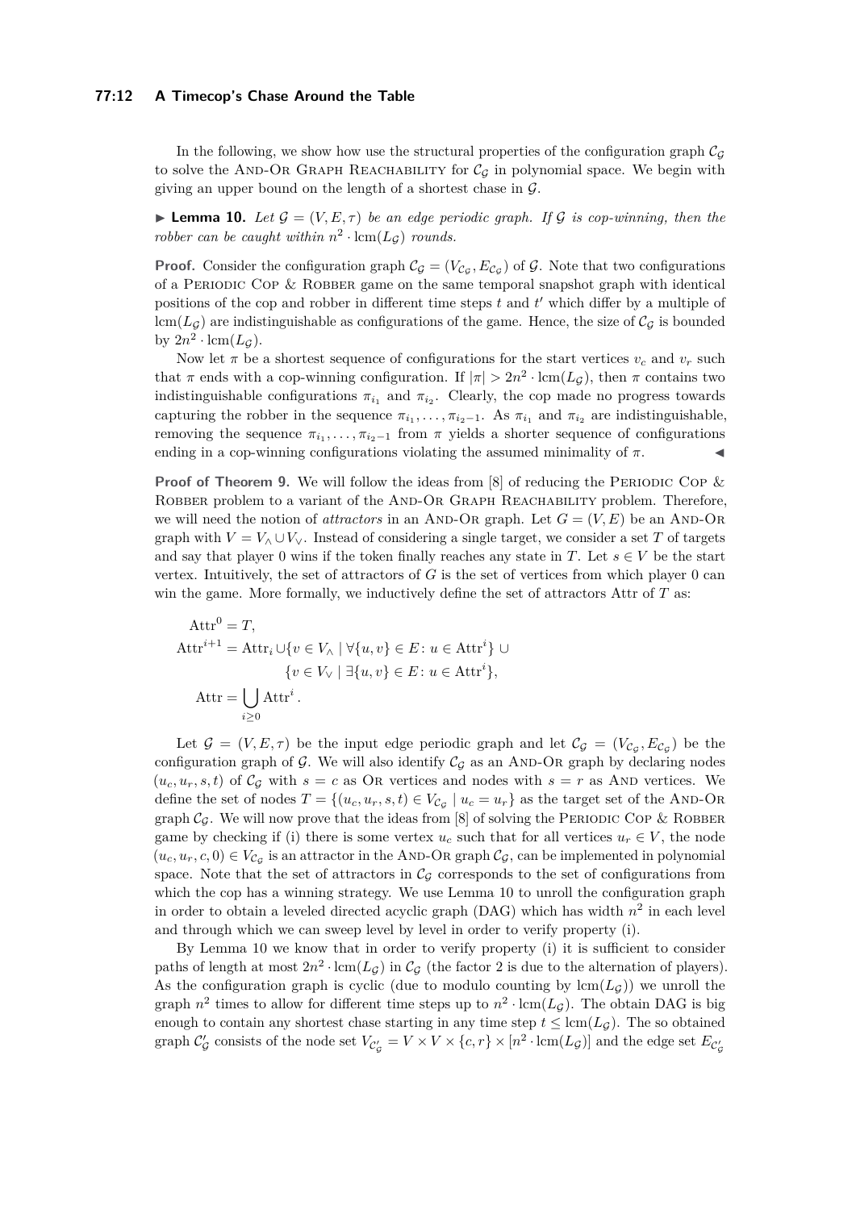In the following, we show how use the structural properties of the configuration graph $\mathcal{C}_\mathcal{G}$ to solve the AND-OR GRAPH REACHABILITY for $\mathcal{C}_\mathcal{G}$ in polynomial space. We begin with giving an upper bound on the length of a shortest chase in $\mathcal{G}$.

▶ **Lemma 10.** *Let $\mathcal{G} = (V, E, \tau)$ be an edge periodic graph. If $\mathcal{G}$ is cop-winning, then the robber can be caught within $n^2 \cdot \operatorname{lcm}(L_\mathcal{G})$ rounds.*

**Proof.** Consider the configuration graph $\mathcal{C}_\mathcal{G} = (V_{\mathcal{C}_\mathcal{G}}, E_{\mathcal{C}_\mathcal{G}})$ of $\mathcal{G}$. Note that two configurations of a PERIODIC COP & ROBBER game on the same temporal snapshot graph with identical positions of the cop and robber in different time steps $t$ and $t'$ which differ by a multiple of $\operatorname{lcm}(L_\mathcal{G})$ are indistinguishable as configurations of the game. Hence, the size of $\mathcal{C}_\mathcal{G}$ is bounded by $2n^2 \cdot \operatorname{lcm}(L_\mathcal{G})$.

Now let $\pi$ be a shortest sequence of configurations for the start vertices $v_c$ and $v_r$ such that $\pi$ ends with a cop-winning configuration. If $|\pi| > 2n^2 \cdot \operatorname{lcm}(L_\mathcal{G})$, then $\pi$ contains two indistinguishable configurations $\pi_{i_1}$ and $\pi_{i_2}$. Clearly, the cop made no progress towards capturing the robber in the sequence $\pi_{i_1}, \ldots, \pi_{i_2-1}$. As $\pi_{i_1}$ and $\pi_{i_2}$ are indistinguishable, removing the sequence $\pi_{i_1}, \ldots, \pi_{i_2-1}$ from $\pi$ yields a shorter sequence of configurations ending in a cop-winning configurations violating the assumed minimality of $\pi$. ◀

**Proof of Theorem 9.** We will follow the ideas from [8] of reducing the PERIODIC COP & ROBBER problem to a variant of the AND-OR GRAPH REACHABILITY problem. Therefore, we will need the notion of *attractors* in an AND-OR graph. Let $G = (V, E)$ be an AND-OR graph with $V = V_\wedge \cup V_\vee$. Instead of considering a single target, we consider a set $T$ of targets and say that player 0 wins if the token finally reaches any state in $T$. Let $s \in V$ be the start vertex. Intuitively, the set of attractors of $G$ is the set of vertices from which player 0 can win the game. More formally, we inductively define the set of attractors Attr of $T$ as:

$$\begin{aligned}
\operatorname{Attr}^0 &= T, \\
\operatorname{Attr}^{i+1} &= \operatorname{Attr}_i \cup \{v \in V_\wedge \mid \forall \{u, v\} \in E \colon u \in \operatorname{Attr}^i\} \cup \\
&\qquad \{v \in V_\vee \mid \exists \{u, v\} \in E \colon u \in \operatorname{Attr}^i\}, \\
\operatorname{Attr} &= \bigcup_{i \geq 0} \operatorname{Attr}^i.
\end{aligned}$$

Let $\mathcal{G} = (V, E, \tau)$ be the input edge periodic graph and let $\mathcal{C}_\mathcal{G} = (V_{\mathcal{C}_\mathcal{G}}, E_{\mathcal{C}_\mathcal{G}})$ be the configuration graph of $\mathcal{G}$. We will also identify $\mathcal{C}_\mathcal{G}$ as an AND-OR graph by declaring nodes $(u_c, u_r, s, t)$ of $\mathcal{C}_\mathcal{G}$ with $s = c$ as OR vertices and nodes with $s = r$ as AND vertices. We define the set of nodes $T = \{(u_c, u_r, s, t) \in V_{\mathcal{C}_\mathcal{G}} \mid u_c = u_r\}$ as the target set of the AND-OR graph $\mathcal{C}_\mathcal{G}$. We will now prove that the ideas from [8] of solving the PERIODIC COP & ROBBER game by checking if (i) there is some vertex $u_c$ such that for all vertices $u_r \in V$, the node $(u_c, u_r, c, 0) \in V_{\mathcal{C}_\mathcal{G}}$ is an attractor in the AND-OR graph $\mathcal{C}_\mathcal{G}$, can be implemented in polynomial space. Note that the set of attractors in $\mathcal{C}_\mathcal{G}$ corresponds to the set of configurations from which the cop has a winning strategy. We use Lemma 10 to unroll the configuration graph in order to obtain a leveled directed acyclic graph (DAG) which has width $n^2$ in each level and through which we can sweep level by level in order to verify property (i).

By Lemma 10 we know that in order to verify property (i) it is sufficient to consider paths of length at most $2n^2 \cdot \operatorname{lcm}(L_\mathcal{G})$ in $\mathcal{C}_\mathcal{G}$ (the factor 2 is due to the alternation of players). As the configuration graph is cyclic (due to modulo counting by $\operatorname{lcm}(L_\mathcal{G})$) we unroll the graph $n^2$ times to allow for different time steps up to $n^2 \cdot \operatorname{lcm}(L_\mathcal{G})$. The obtain DAG is big enough to contain any shortest chase starting in any time step $t \leq \operatorname{lcm}(L_\mathcal{G})$. The so obtained graph $\mathcal{C}'_\mathcal{G}$ consists of the node set $V_{\mathcal{C}'_\mathcal{G}} = V \times V \times \{c, r\} \times [n^2 \cdot \operatorname{lcm}(L_\mathcal{G})]$ and the edge set $E_{\mathcal{C}'_\mathcal{G}}$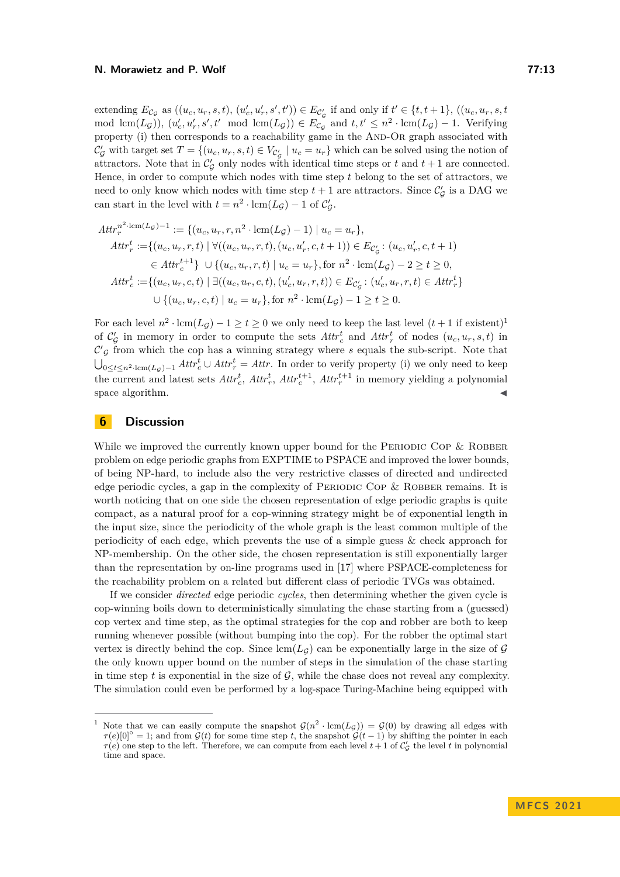extending $E_{\mathcal{C}_\mathcal{G}}$ as $((u_c, u_r, s, t), (u_c', u_r', s', t')) \in E_{\mathcal{C}_\mathcal{G}'}$ if and only if $t' \in \{t, t+1\}$, $((u_c, u_r, s, t \mod \mathrm{lcm}(L_\mathcal{G})), (u_c', u_r', s', t' \mod \mathrm{lcm}(L_\mathcal{G})) \in E_{\mathcal{C}_\mathcal{G}}$ and $t, t' \leq n^2 \cdot \mathrm{lcm}(L_\mathcal{G}) - 1$. Verifying property (i) then corresponds to a reachability game in the AND-OR graph associated with $\mathcal{C}_\mathcal{G}'$ with target set $T = \{(u_c, u_r, s, t) \in V_{\mathcal{C}_\mathcal{G}'} \mid u_c = u_r\}$ which can be solved using the notion of attractors. Note that in $\mathcal{C}_\mathcal{G}'$ only nodes with identical time steps or $t$ and $t+1$ are connected. Hence, in order to compute which nodes with time step $t$ belong to the set of attractors, we need to only know which nodes with time step $t+1$ are attractors. Since $\mathcal{C}_\mathcal{G}'$ is a DAG we can start in the level with $t = n^2 \cdot \mathrm{lcm}(L_\mathcal{G}) - 1$ of $\mathcal{C}_\mathcal{G}'$.

$$
\begin{aligned}
Attr_r^{n^2 \cdot \mathrm{lcm}(L_\mathcal{G})-1} &:= \{(u_c, u_r, r, n^2 \cdot \mathrm{lcm}(L_\mathcal{G}) - 1) \mid u_c = u_r\},\\
Attr_r^t &:= \{(u_c, u_r, r, t) \mid \forall ((u_c, u_r, r, t), (u_c, u_r', c, t+1)) \in E_{\mathcal{C}_\mathcal{G}'} : (u_c, u_r', c, t+1)\\
&\qquad \in Attr_c^{t+1}\} \cup \{(u_c, u_r, r, t) \mid u_c = u_r\}, \text{for } n^2 \cdot \mathrm{lcm}(L_\mathcal{G}) - 2 \geq t \geq 0,\\
Attr_c^t &:= \{(u_c, u_r, c, t) \mid \exists ((u_c, u_r, c, t), (u_c', u_r, r, t)) \in E_{\mathcal{C}_\mathcal{G}'} : (u_c', u_r, r, t) \in Attr_r^t\}\\
&\qquad \cup \{(u_c, u_r, c, t) \mid u_c = u_r\}, \text{for } n^2 \cdot \mathrm{lcm}(L_\mathcal{G}) - 1 \geq t \geq 0.
\end{aligned}
$$

For each level $n^2 \cdot \mathrm{lcm}(L_\mathcal{G}) - 1 \geq t \geq 0$ we only need to keep the last level ($t+1$ if existent)[1] of $\mathcal{C}_\mathcal{G}'$ in memory in order to compute the sets $Attr_c^t$ and $Attr_r^t$ of nodes $(u_c, u_r, s, t)$ in $\mathcal{C}'_\mathcal{G}$ from which the cop has a winning strategy where $s$ equals the sub-script. Note that $\bigcup_{0 \leq t \leq n^2 \cdot \mathrm{lcm}(L_\mathcal{G})-1} Attr_c^t \cup Attr_r^t = Attr$. In order to verify property (i) we only need to keep the current and latest sets $Attr_c^t$, $Attr_r^t$, $Attr_c^{t+1}$, $Attr_r^{t+1}$ in memory yielding a polynomial space algorithm. ◀

## 6 Discussion

While we improved the currently known upper bound for the PERIODIC COP & ROBBER problem on edge periodic graphs from EXPTIME to PSPACE and improved the lower bounds, of being NP-hard, to include also the very restrictive classes of directed and undirected edge periodic cycles, a gap in the complexity of PERIODIC COP & ROBBER remains. It is worth noticing that on one side the chosen representation of edge periodic graphs is quite compact, as a natural proof for a cop-winning strategy might be of exponential length in the input size, since the periodicity of the whole graph is the least common multiple of the periodicity of each edge, which prevents the use of a simple guess & check approach for NP-membership. On the other side, the chosen representation is still exponentially larger than the representation by on-line programs used in [17] where PSPACE-completeness for the reachability problem on a related but different class of periodic TVGs was obtained.

If we consider *directed* edge periodic *cycles*, then determining whether the given cycle is cop-winning boils down to deterministically simulating the chase starting from a (guessed) cop vertex and time step, as the optimal strategies for the cop and robber are both to keep running whenever possible (without bumping into the cop). For the robber the optimal start vertex is directly behind the cop. Since $\mathrm{lcm}(L_\mathcal{G})$ can be exponentially large in the size of $\mathcal{G}$ the only known upper bound on the number of steps in the simulation of the chase starting in time step $t$ is exponential in the size of $\mathcal{G}$, while the chase does not reveal any complexity. The simulation could even be performed by a log-space Turing-Machine being equipped with

[1] Note that we can easily compute the snapshot $\mathcal{G}(n^2 \cdot \mathrm{lcm}(L_\mathcal{G})) = \mathcal{G}(0)$ by drawing all edges with $\tau(e)[0]^\circ = 1$; and from $\mathcal{G}(t)$ for some time step $t$, the snapshot $\mathcal{G}(t-1)$ by shifting the pointer in each $\tau(e)$ one step to the left. Therefore, we can compute from each level $t+1$ of $\mathcal{C}_\mathcal{G}'$ the level $t$ in polynomial time and space.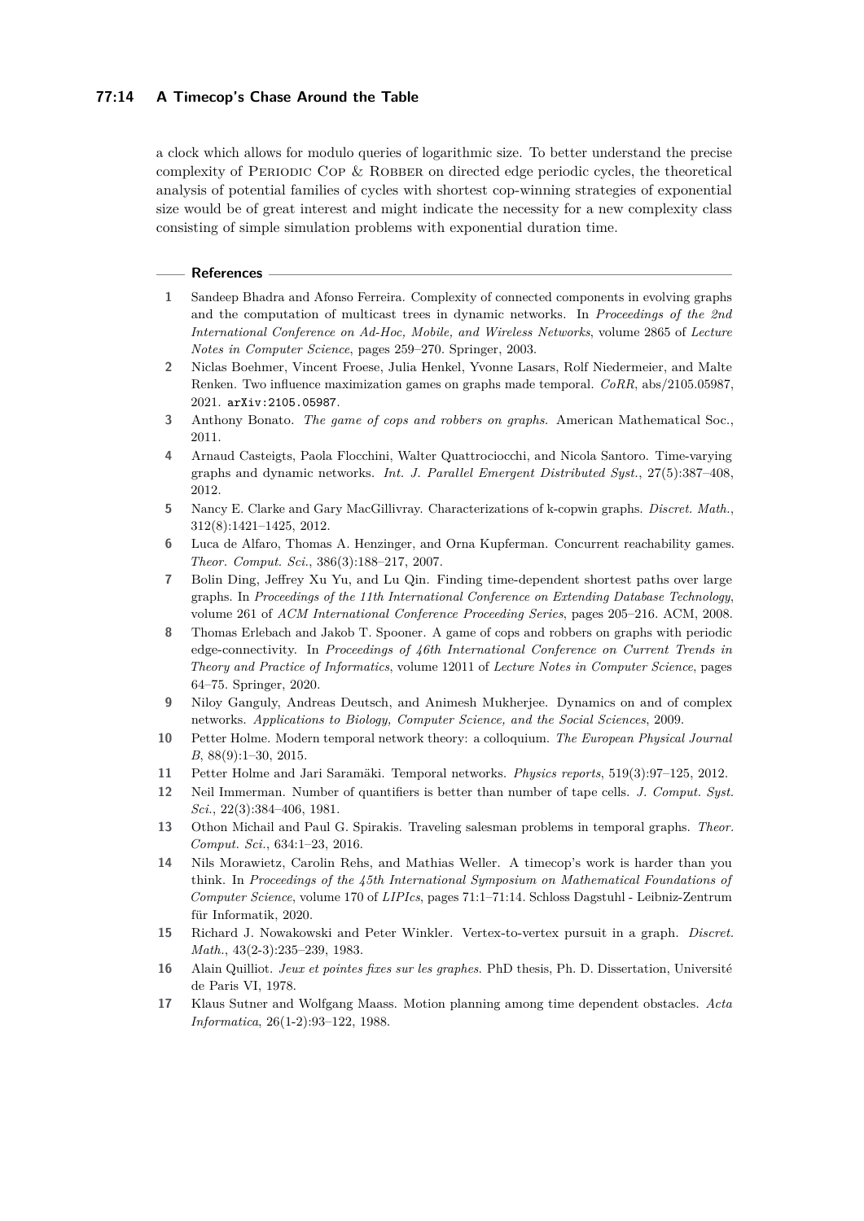a clock which allows for modulo queries of logarithmic size. To better understand the precise complexity of Periodic Cop & Robber on directed edge periodic cycles, the theoretical analysis of potential families of cycles with shortest cop-winning strategies of exponential size would be of great interest and might indicate the necessity for a new complexity class consisting of simple simulation problems with exponential duration time.

## References

1. Sandeep Bhadra and Afonso Ferreira. Complexity of connected components in evolving graphs and the computation of multicast trees in dynamic networks. In *Proceedings of the 2nd International Conference on Ad-Hoc, Mobile, and Wireless Networks*, volume 2865 of *Lecture Notes in Computer Science*, pages 259–270. Springer, 2003.
2. Niclas Boehmer, Vincent Froese, Julia Henkel, Yvonne Lasars, Rolf Niedermeier, and Malte Renken. Two influence maximization games on graphs made temporal. *CoRR*, abs/2105.05987, 2021. arXiv:2105.05987.
3. Anthony Bonato. *The game of cops and robbers on graphs*. American Mathematical Soc., 2011.
4. Arnaud Casteigts, Paola Flocchini, Walter Quattrociocchi, and Nicola Santoro. Time-varying graphs and dynamic networks. *Int. J. Parallel Emergent Distributed Syst.*, 27(5):387–408, 2012.
5. Nancy E. Clarke and Gary MacGillivray. Characterizations of k-copwin graphs. *Discret. Math.*, 312(8):1421–1425, 2012.
6. Luca de Alfaro, Thomas A. Henzinger, and Orna Kupferman. Concurrent reachability games. *Theor. Comput. Sci.*, 386(3):188–217, 2007.
7. Bolin Ding, Jeffrey Xu Yu, and Lu Qin. Finding time-dependent shortest paths over large graphs. In *Proceedings of the 11th International Conference on Extending Database Technology*, volume 261 of *ACM International Conference Proceeding Series*, pages 205–216. ACM, 2008.
8. Thomas Erlebach and Jakob T. Spooner. A game of cops and robbers on graphs with periodic edge-connectivity. In *Proceedings of 46th International Conference on Current Trends in Theory and Practice of Informatics*, volume 12011 of *Lecture Notes in Computer Science*, pages 64–75. Springer, 2020.
9. Niloy Ganguly, Andreas Deutsch, and Animesh Mukherjee. Dynamics on and of complex networks. *Applications to Biology, Computer Science, and the Social Sciences*, 2009.
10. Petter Holme. Modern temporal network theory: a colloquium. *The European Physical Journal B*, 88(9):1–30, 2015.
11. Petter Holme and Jari Saramäki. Temporal networks. *Physics reports*, 519(3):97–125, 2012.
12. Neil Immerman. Number of quantifiers is better than number of tape cells. *J. Comput. Syst. Sci.*, 22(3):384–406, 1981.
13. Othon Michail and Paul G. Spirakis. Traveling salesman problems in temporal graphs. *Theor. Comput. Sci.*, 634:1–23, 2016.
14. Nils Morawietz, Carolin Rehs, and Mathias Weller. A timecop's work is harder than you think. In *Proceedings of the 45th International Symposium on Mathematical Foundations of Computer Science*, volume 170 of *LIPIcs*, pages 71:1–71:14. Schloss Dagstuhl - Leibniz-Zentrum für Informatik, 2020.
15. Richard J. Nowakowski and Peter Winkler. Vertex-to-vertex pursuit in a graph. *Discret. Math.*, 43(2-3):235–239, 1983.
16. Alain Quilliot. *Jeux et pointes fixes sur les graphes*. PhD thesis, Ph. D. Dissertation, Université de Paris VI, 1978.
17. Klaus Sutner and Wolfgang Maass. Motion planning among time dependent obstacles. *Acta Informatica*, 26(1-2):93–122, 1988.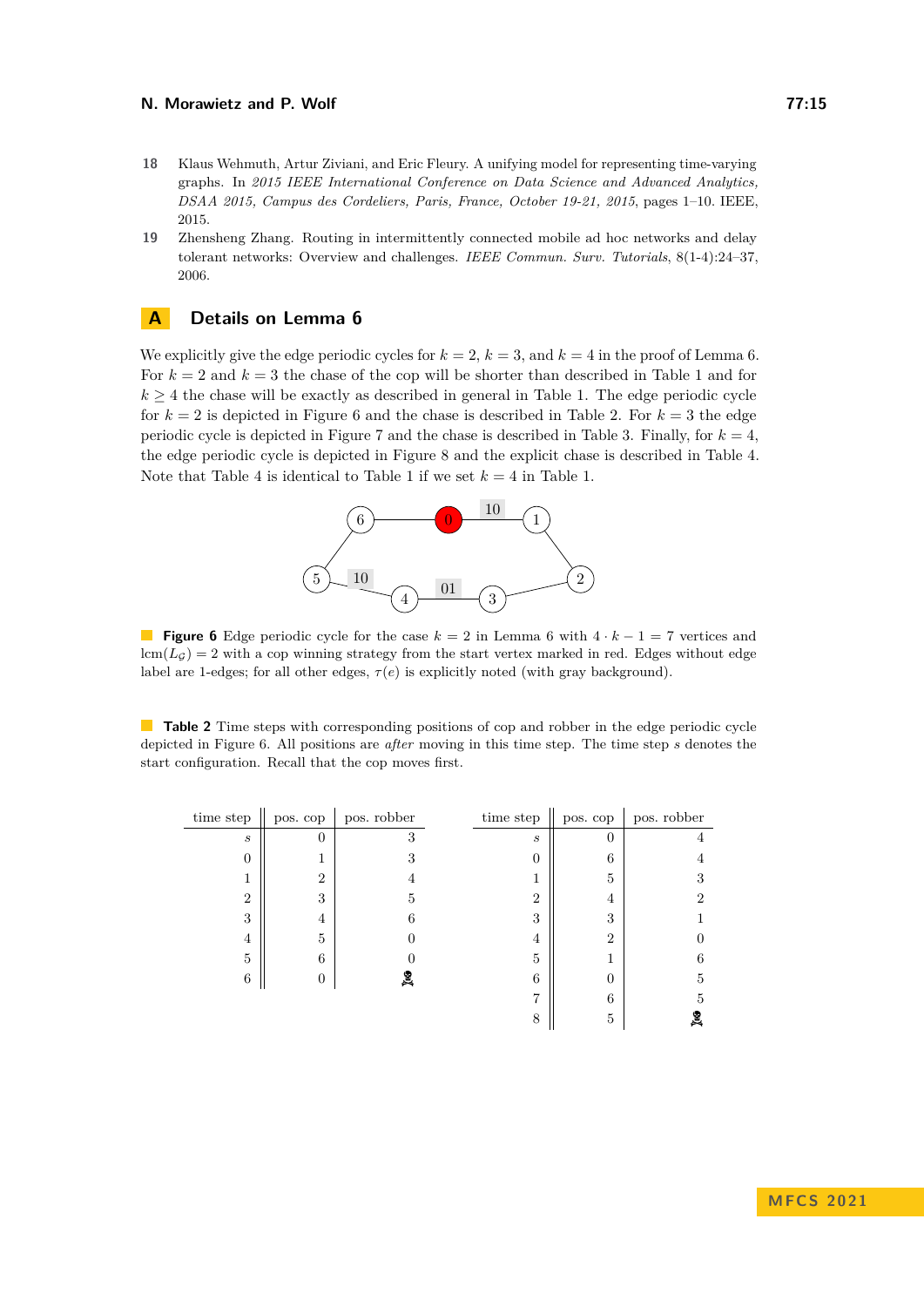18 Klaus Wehmuth, Artur Ziviani, and Eric Fleury. A unifying model for representing time-varying graphs. In *2015 IEEE International Conference on Data Science and Advanced Analytics, DSAA 2015, Campus des Cordeliers, Paris, France, October 19-21, 2015*, pages 1–10. IEEE, 2015.

19 Zhensheng Zhang. Routing in intermittently connected mobile ad hoc networks and delay tolerant networks: Overview and challenges. *IEEE Commun. Surv. Tutorials*, 8(1-4):24–37, 2006.

# A Details on Lemma 6

We explicitly give the edge periodic cycles for $k = 2$, $k = 3$, and $k = 4$ in the proof of Lemma 6. For $k = 2$ and $k = 3$ the chase of the cop will be shorter than described in Table 1 and for $k \geq 4$ the chase will be exactly as described in general in Table 1. The edge periodic cycle for $k = 2$ is depicted in Figure 6 and the chase is described in Table 2. For $k = 3$ the edge periodic cycle is depicted in Figure 7 and the chase is described in Table 3. Finally, for $k = 4$, the edge periodic cycle is depicted in Figure 8 and the explicit chase is described in Table 4. Note that Table 4 is identical to Table 1 if we set $k = 4$ in Table 1.

**Figure 6** Edge periodic cycle for the case $k = 2$ in Lemma 6 with $4 \cdot k - 1 = 7$ vertices and $\text{lcm}(L_\mathcal{G}) = 2$ with a cop winning strategy from the start vertex marked in red. Edges without edge label are 1-edges; for all other edges, $\tau(e)$ is explicitly noted (with gray background).

**Table 2** Time steps with corresponding positions of cop and robber in the edge periodic cycle depicted in Figure 6. All positions are *after* moving in this time step. The time step $s$ denotes the start configuration. Recall that the cop moves first.

| time step | pos. cop | pos. robber |
|---|---|---|
| $s$ | 0 | 3 |
| 0 | 1 | 3 |
| 1 | 2 | 4 |
| 2 | 3 | 5 |
| 3 | 4 | 6 |
| 4 | 5 | 0 |
| 5 | 6 | 0 |
| 6 | 0 | ☠ |

| time step | pos. cop | pos. robber |
|---|---|---|
| $s$ | 0 | 4 |
| 0 | 6 | 4 |
| 1 | 5 | 3 |
| 2 | 4 | 2 |
| 3 | 3 | 1 |
| 4 | 2 | 0 |
| 5 | 1 | 6 |
| 6 | 0 | 5 |
| 7 | 6 | 5 |
| 8 | 5 | ☠ |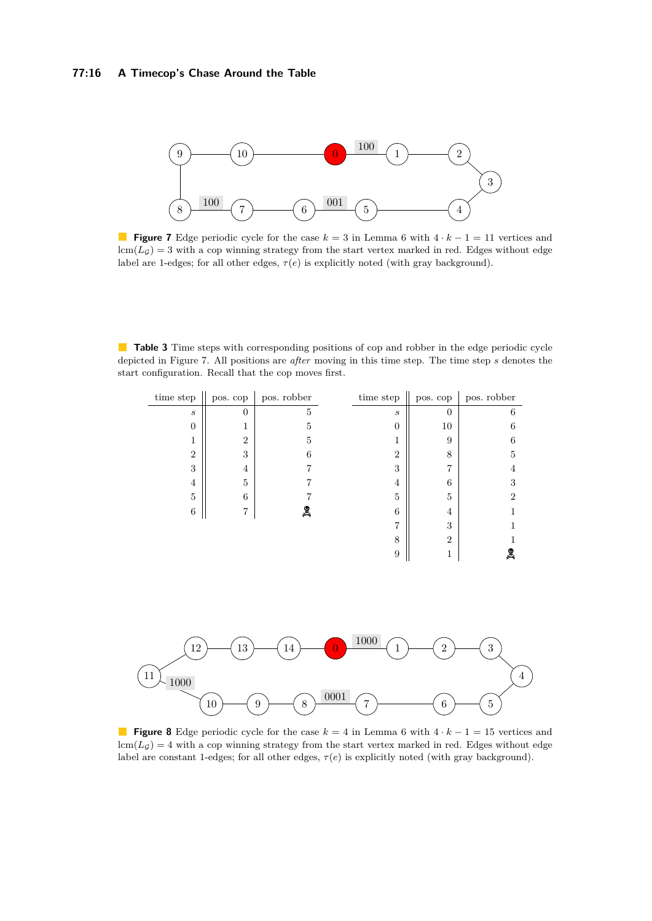**Figure 7** Edge periodic cycle for the case $k = 3$ in Lemma 6 with $4 \cdot k - 1 = 11$ vertices and $\mathrm{lcm}(L_\mathcal{G}) = 3$ with a cop winning strategy from the start vertex marked in red. Edges without edge label are 1-edges; for all other edges, $\tau(e)$ is explicitly noted (with gray background).

**Table 3** Time steps with corresponding positions of cop and robber in the edge periodic cycle depicted in Figure 7. All positions are *after* moving in this time step. The time step $s$ denotes the start configuration. Recall that the cop moves first.

| time step | pos. cop | pos. robber |
|---|---|---|
| $s$ | 0 | 5 |
| 0 | 1 | 5 |
| 1 | 2 | 5 |
| 2 | 3 | 6 |
| 3 | 4 | 7 |
| 4 | 5 | 7 |
| 5 | 6 | 7 |
| 6 | 7 | ☠ |

| time step | pos. cop | pos. robber |
|---|---|---|
| $s$ | 0 | 6 |
| 0 | 10 | 6 |
| 1 | 9 | 6 |
| 2 | 8 | 5 |
| 3 | 7 | 4 |
| 4 | 6 | 3 |
| 5 | 5 | 2 |
| 6 | 4 | 1 |
| 7 | 3 | 1 |
| 8 | 2 | 1 |
| 9 | 1 | ☠ |

**Figure 8** Edge periodic cycle for the case $k = 4$ in Lemma 6 with $4 \cdot k - 1 = 15$ vertices and $\mathrm{lcm}(L_\mathcal{G}) = 4$ with a cop winning strategy from the start vertex marked in red. Edges without edge label are constant 1-edges; for all other edges, $\tau(e)$ is explicitly noted (with gray background).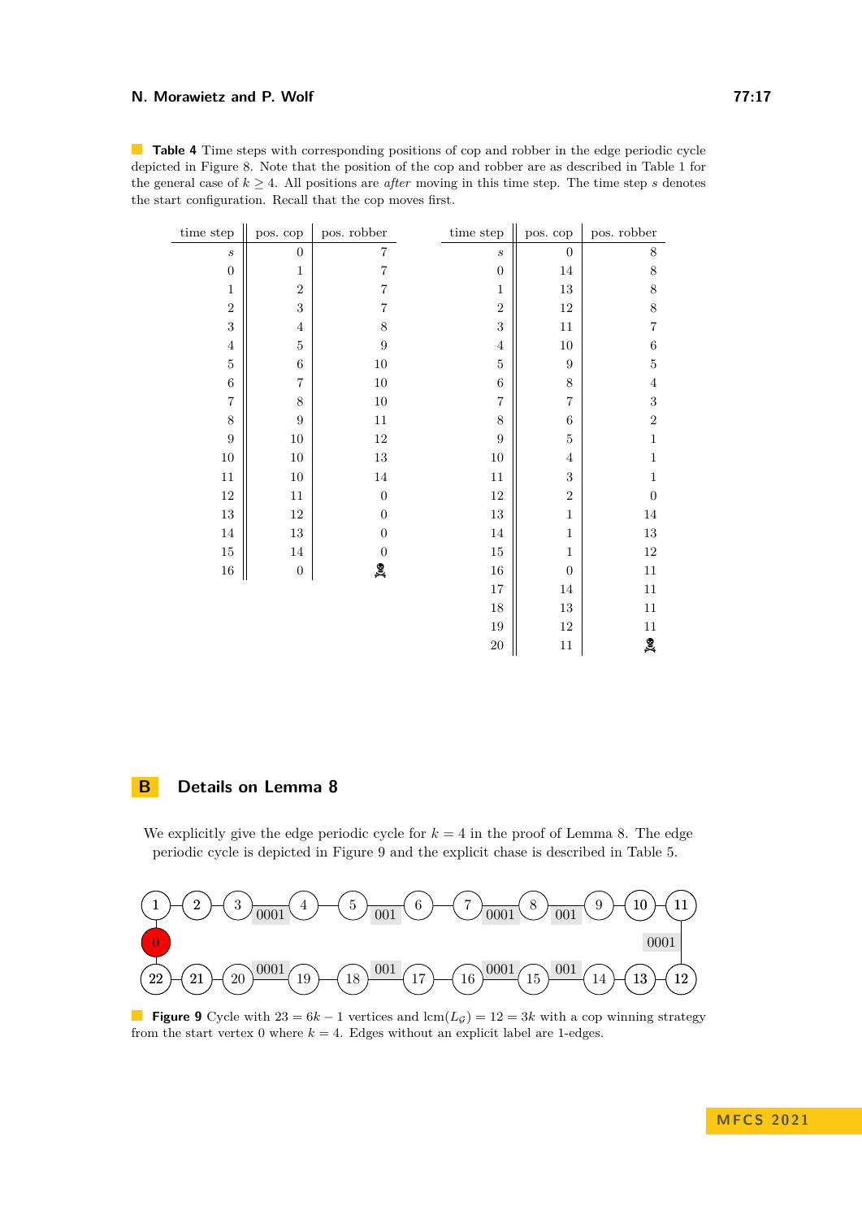**Table 4** Time steps with corresponding positions of cop and robber in the edge periodic cycle depicted in Figure 8. Note that the position of the cop and robber are as described in Table 1 for the general case of $k \geq 4$. All positions are *after* moving in this time step. The time step $s$ denotes the start configuration. Recall that the cop moves first.

| time step | pos. cop | pos. robber |
|---|---|---|
| $s$ | 0 | 7 |
| 0 | 1 | 7 |
| 1 | 2 | 7 |
| 2 | 3 | 7 |
| 3 | 4 | 8 |
| 4 | 5 | 9 |
| 5 | 6 | 10 |
| 6 | 7 | 10 |
| 7 | 8 | 10 |
| 8 | 9 | 11 |
| 9 | 10 | 12 |
| 10 | 10 | 13 |
| 11 | 10 | 14 |
| 12 | 11 | 0 |
| 13 | 12 | 0 |
| 14 | 13 | 0 |
| 15 | 14 | 0 |
| 16 | 0 | ☠ |

| time step | pos. cop | pos. robber |
|---|---|---|
| $s$ | 0 | 8 |
| 0 | 14 | 8 |
| 1 | 13 | 8 |
| 2 | 12 | 8 |
| 3 | 11 | 7 |
| 4 | 10 | 6 |
| 5 | 9 | 5 |
| 6 | 8 | 4 |
| 7 | 7 | 3 |
| 8 | 6 | 2 |
| 9 | 5 | 1 |
| 10 | 4 | 1 |
| 11 | 3 | 1 |
| 12 | 2 | 0 |
| 13 | 1 | 14 |
| 14 | 1 | 13 |
| 15 | 1 | 12 |
| 16 | 0 | 11 |
| 17 | 14 | 11 |
| 18 | 13 | 11 |
| 19 | 12 | 11 |
| 20 | 11 | ☠ |

# B Details on Lemma 8

We explicitly give the edge periodic cycle for $k = 4$ in the proof of Lemma 8. The edge periodic cycle is depicted in Figure 9 and the explicit chase is described in Table 5.

**Figure 9** Cycle with $23 = 6k - 1$ vertices and $\text{lcm}(L_{\mathcal{G}}) = 12 = 3k$ with a cop winning strategy from the start vertex 0 where $k = 4$. Edges without an explicit label are 1-edges.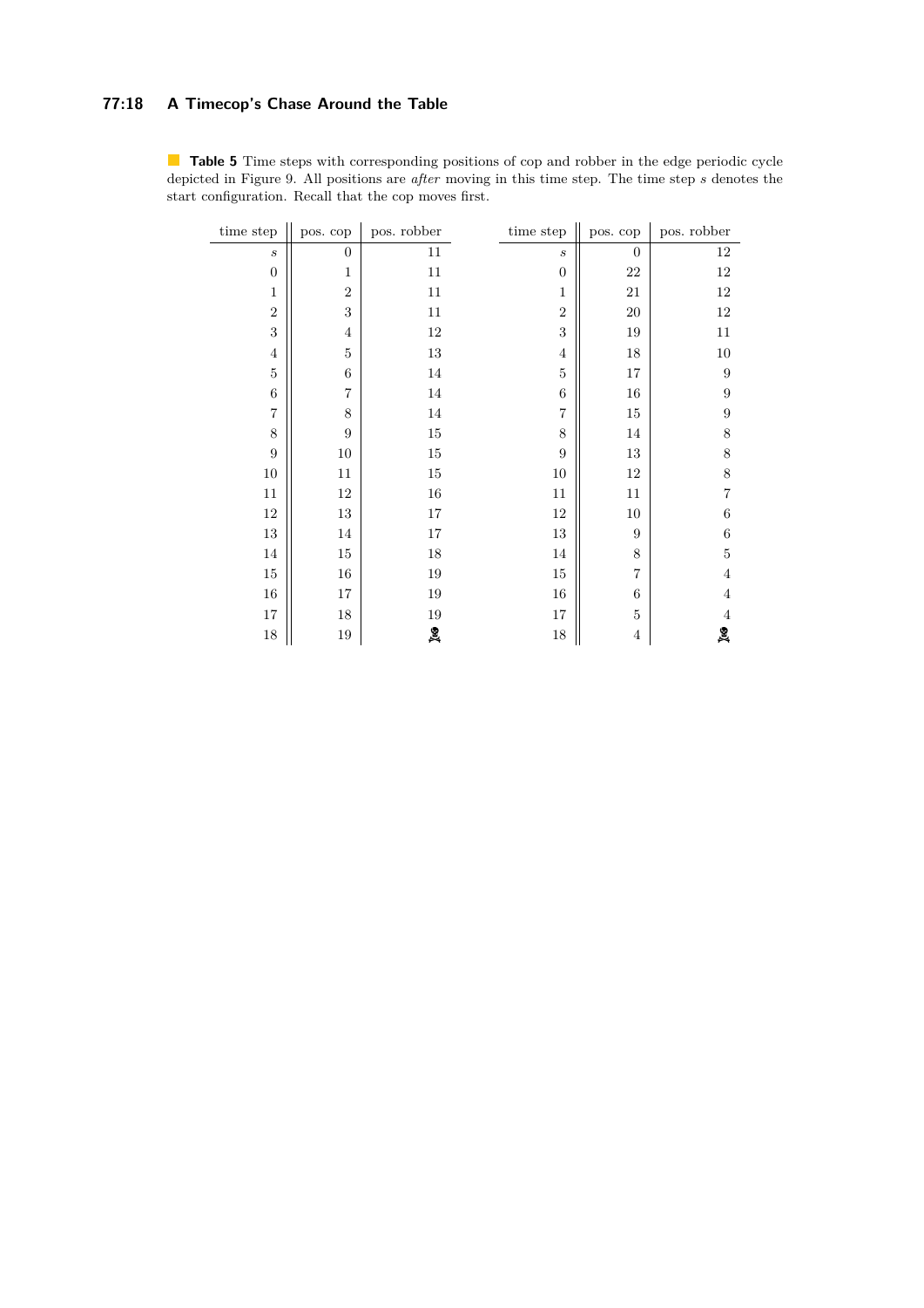**Table 5** Time steps with corresponding positions of cop and robber in the edge periodic cycle depicted in Figure 9. All positions are *after* moving in this time step. The time step $s$ denotes the start configuration. Recall that the cop moves first.

| time step | pos. cop | pos. robber |
|---|---|---|
| $s$ | 0 | 11 |
| 0 | 1 | 11 |
| 1 | 2 | 11 |
| 2 | 3 | 11 |
| 3 | 4 | 12 |
| 4 | 5 | 13 |
| 5 | 6 | 14 |
| 6 | 7 | 14 |
| 7 | 8 | 14 |
| 8 | 9 | 15 |
| 9 | 10 | 15 |
| 10 | 11 | 15 |
| 11 | 12 | 16 |
| 12 | 13 | 17 |
| 13 | 14 | 17 |
| 14 | 15 | 18 |
| 15 | 16 | 19 |
| 16 | 17 | 19 |
| 17 | 18 | 19 |
| 18 | 19 | ☠ |

| time step | pos. cop | pos. robber |
|---|---|---|
| $s$ | 0 | 12 |
| 0 | 22 | 12 |
| 1 | 21 | 12 |
| 2 | 20 | 12 |
| 3 | 19 | 11 |
| 4 | 18 | 10 |
| 5 | 17 | 9 |
| 6 | 16 | 9 |
| 7 | 15 | 9 |
| 8 | 14 | 8 |
| 9 | 13 | 8 |
| 10 | 12 | 8 |
| 11 | 11 | 7 |
| 12 | 10 | 6 |
| 13 | 9 | 6 |
| 14 | 8 | 5 |
| 15 | 7 | 4 |
| 16 | 6 | 4 |
| 17 | 5 | 4 |
| 18 | 4 | ☠ |